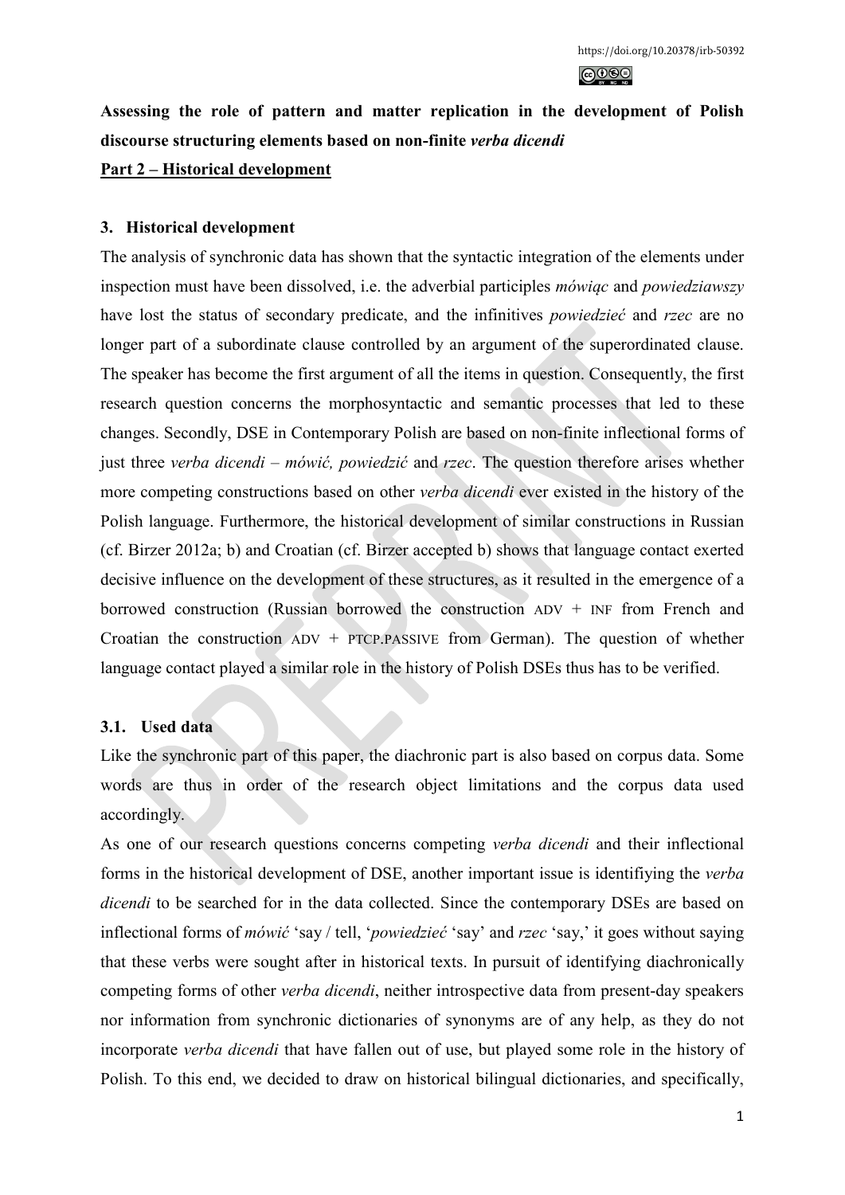https://doi.org/10.20378/irb-50392

**Assessing the role of pattern and matter replication in the development of Polish discourse structuring elements based on non-finite *verba dicendi***

**Part 2 – Historical development**

## 3. Historical development

The analysis of synchronic data has shown that the syntactic integration of the elements under inspection must have been dissolved, i.e. the adverbial participles *mówiąc* and *powiedziawszy* have lost the status of secondary predicate, and the infinitives *powiedzieć* and *rzec* are no longer part of a subordinate clause controlled by an argument of the superordinated clause. The speaker has become the first argument of all the items in question. Consequently, the first research question concerns the morphosyntactic and semantic processes that led to these changes. Secondly, DSE in Contemporary Polish are based on non-finite inflectional forms of just three *verba dicendi* – *mówić, powiedzić* and *rzec*. The question therefore arises whether more competing constructions based on other *verba dicendi* ever existed in the history of the Polish language. Furthermore, the historical development of similar constructions in Russian (cf. Birzer 2012a; b) and Croatian (cf. Birzer accepted b) shows that language contact exerted decisive influence on the development of these structures, as it resulted in the emergence of a borrowed construction (Russian borrowed the construction ADV + INF from French and Croatian the construction ADV + PTCP.PASSIVE from German). The question of whether language contact played a similar role in the history of Polish DSEs thus has to be verified.

### 3.1. Used data

Like the synchronic part of this paper, the diachronic part is also based on corpus data. Some words are thus in order of the research object limitations and the corpus data used accordingly.

As one of our research questions concerns competing *verba dicendi* and their inflectional forms in the historical development of DSE, another important issue is identifiying the *verba dicendi* to be searched for in the data collected. Since the contemporary DSEs are based on inflectional forms of *mówić* 'say / tell, '*powiedzieć* 'say' and *rzec* 'say,' it goes without saying that these verbs were sought after in historical texts. In pursuit of identifying diachronically competing forms of other *verba dicendi*, neither introspective data from present-day speakers nor information from synchronic dictionaries of synonyms are of any help, as they do not incorporate *verba dicendi* that have fallen out of use, but played some role in the history of Polish. To this end, we decided to draw on historical bilingual dictionaries, and specifically,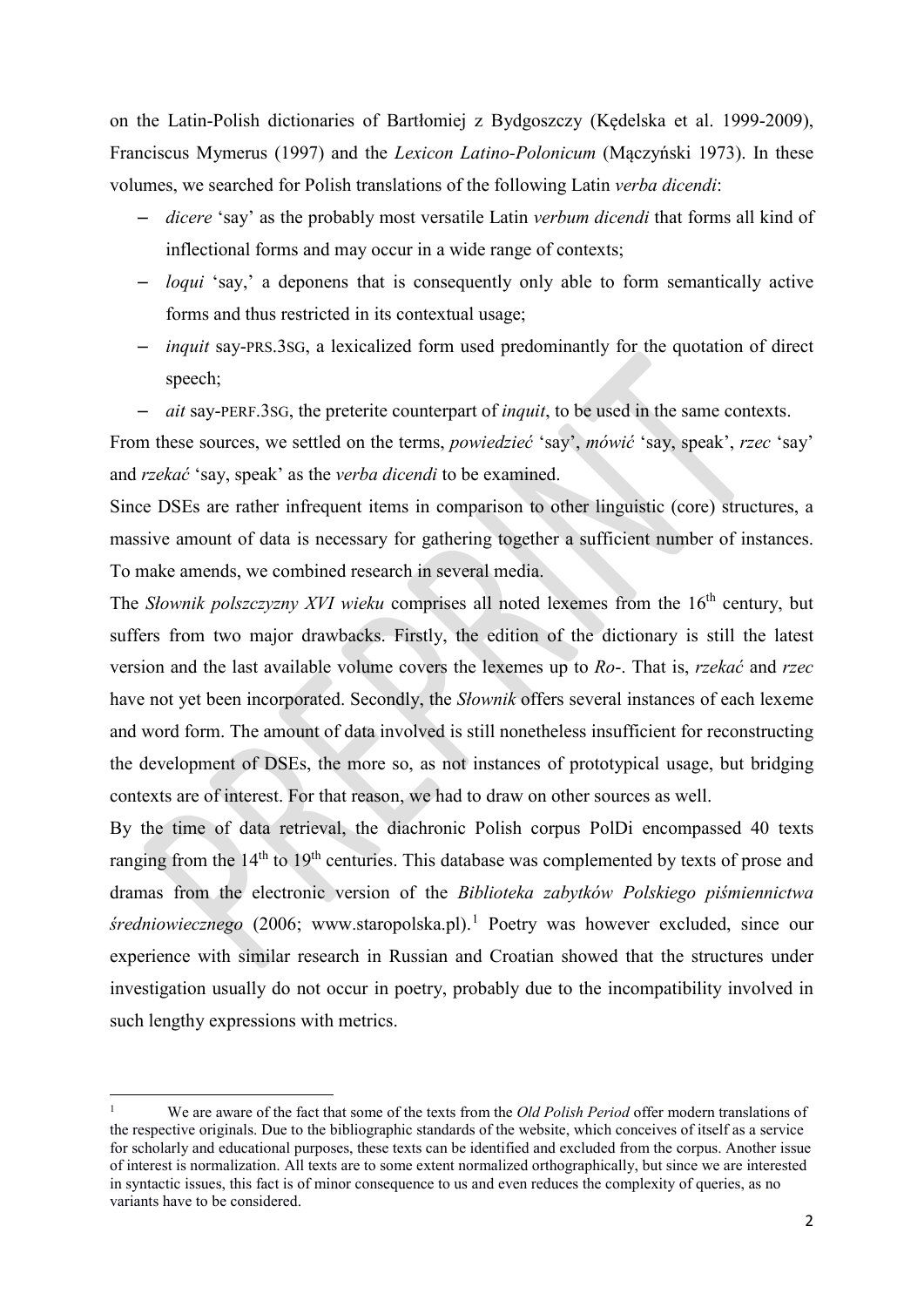on the Latin-Polish dictionaries of Bartłomiej z Bydgoszczy (Kędelska et al. 1999-2009), Franciscus Mymerus (1997) and the *Lexicon Latino-Polonicum* (Mączyński 1973). In these volumes, we searched for Polish translations of the following Latin *verba dicendi*:

- *dicere* 'say' as the probably most versatile Latin *verbum dicendi* that forms all kind of inflectional forms and may occur in a wide range of contexts;
- *loqui* 'say,' a deponens that is consequently only able to form semantically active forms and thus restricted in its contextual usage;
- *inquit* say-PRS.3SG, a lexicalized form used predominantly for the quotation of direct speech;
- *ait* say-PERF.3SG, the preterite counterpart of *inquit*, to be used in the same contexts.

From these sources, we settled on the terms, *powiedzieć* 'say', *mówić* 'say, speak', *rzec* 'say' and *rzekać* 'say, speak' as the *verba dicendi* to be examined.

Since DSEs are rather infrequent items in comparison to other linguistic (core) structures, a massive amount of data is necessary for gathering together a sufficient number of instances. To make amends, we combined research in several media.

The *Słownik polszczyzny XVI wieku* comprises all noted lexemes from the 16th century, but suffers from two major drawbacks. Firstly, the edition of the dictionary is still the latest version and the last available volume covers the lexemes up to *Ro-*. That is, *rzekać* and *rzec* have not yet been incorporated. Secondly, the *Słownik* offers several instances of each lexeme and word form. The amount of data involved is still nonetheless insufficient for reconstructing the development of DSEs, the more so, as not instances of prototypical usage, but bridging contexts are of interest. For that reason, we had to draw on other sources as well.

By the time of data retrieval, the diachronic Polish corpus PolDi encompassed 40 texts ranging from the 14th to 19th centuries. This database was complemented by texts of prose and dramas from the electronic version of the *Biblioteka zabytków Polskiego piśmiennictwa średniowiecznego* (2006; www.staropolska.pl).[1] Poetry was however excluded, since our experience with similar research in Russian and Croatian showed that the structures under investigation usually do not occur in poetry, probably due to the incompatibility involved in such lengthy expressions with metrics.

---

[1] We are aware of the fact that some of the texts from the *Old Polish Period* offer modern translations of the respective originals. Due to the bibliographic standards of the website, which conceives of itself as a service for scholarly and educational purposes, these texts can be identified and excluded from the corpus. Another issue of interest is normalization. All texts are to some extent normalized orthographically, but since we are interested in syntactic issues, this fact is of minor consequence to us and even reduces the complexity of queries, as no variants have to be considered.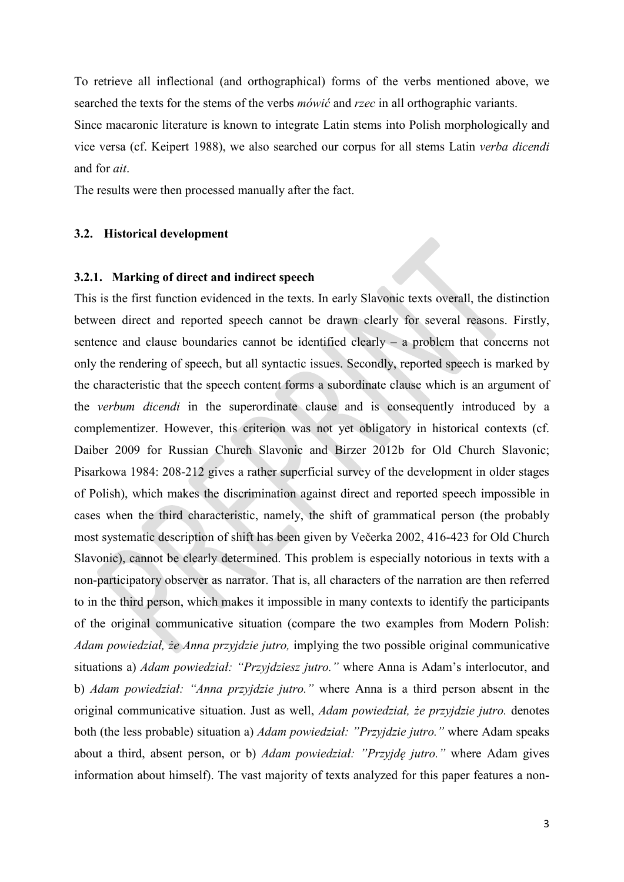To retrieve all inflectional (and orthographical) forms of the verbs mentioned above, we searched the texts for the stems of the verbs *mówić* and *rzec* in all orthographic variants.

Since macaronic literature is known to integrate Latin stems into Polish morphologically and vice versa (cf. Keipert 1988), we also searched our corpus for all stems Latin *verba dicendi* and for *ait*.

The results were then processed manually after the fact.

### 3.2. Historical development

#### 3.2.1. Marking of direct and indirect speech

This is the first function evidenced in the texts. In early Slavonic texts overall, the distinction between direct and reported speech cannot be drawn clearly for several reasons. Firstly, sentence and clause boundaries cannot be identified clearly – a problem that concerns not only the rendering of speech, but all syntactic issues. Secondly, reported speech is marked by the characteristic that the speech content forms a subordinate clause which is an argument of the *verbum dicendi* in the superordinate clause and is consequently introduced by a complementizer. However, this criterion was not yet obligatory in historical contexts (cf. Daiber 2009 for Russian Church Slavonic and Birzer 2012b for Old Church Slavonic; Pisarkowa 1984: 208-212 gives a rather superficial survey of the development in older stages of Polish), which makes the discrimination against direct and reported speech impossible in cases when the third characteristic, namely, the shift of grammatical person (the probably most systematic description of shift has been given by Večerka 2002, 416-423 for Old Church Slavonic), cannot be clearly determined. This problem is especially notorious in texts with a non-participatory observer as narrator. That is, all characters of the narration are then referred to in the third person, which makes it impossible in many contexts to identify the participants of the original communicative situation (compare the two examples from Modern Polish: *Adam powiedział, że Anna przyjdzie jutro,* implying the two possible original communicative situations a) *Adam powiedział: "Przyjdziesz jutro."* where Anna is Adam's interlocutor, and b) *Adam powiedział: "Anna przyjdzie jutro."* where Anna is a third person absent in the original communicative situation. Just as well, *Adam powiedział, że przyjdzie jutro.* denotes both (the less probable) situation a) *Adam powiedział: "Przyjdzie jutro."* where Adam speaks about a third, absent person, or b) *Adam powiedział: "Przyjdę jutro."* where Adam gives information about himself). The vast majority of texts analyzed for this paper features a non-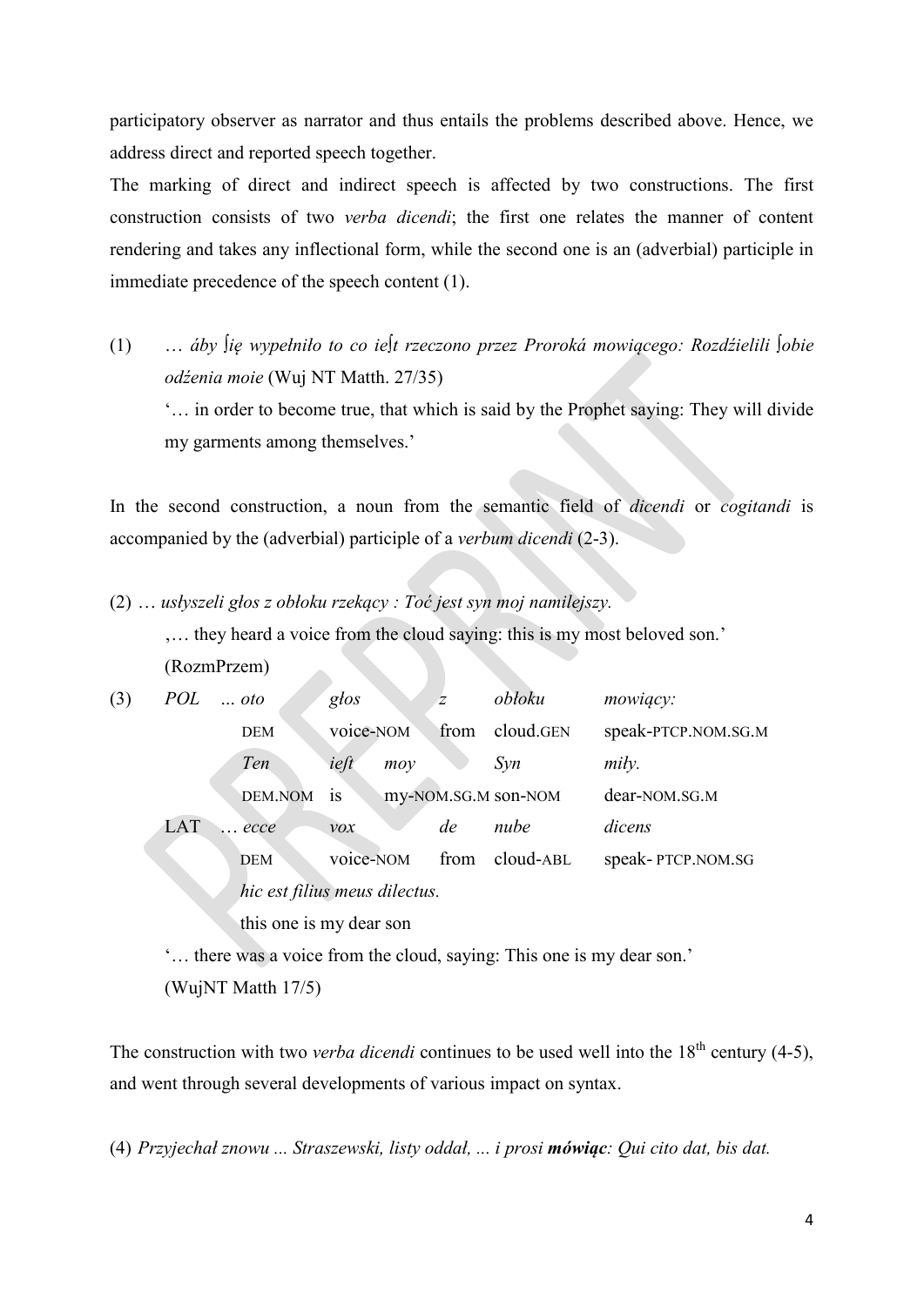participatory observer as narrator and thus entails the problems described above. Hence, we address direct and reported speech together.

The marking of direct and indirect speech is affected by two constructions. The first construction consists of two *verba dicendi*; the first one relates the manner of content rendering and takes any inflectional form, while the second one is an (adverbial) participle in immediate precedence of the speech content (1).

(1) *… áby ſię wypełniło to co ieſt rzeczono przez Proroká mowiącego: Rozdźielili ſobie odźenia moie* (Wuj NT Matth. 27/35)

'… in order to become true, that which is said by the Prophet saying: They will divide my garments among themselves.'

In the second construction, a noun from the semantic field of *dicendi* or *cogitandi* is accompanied by the (adverbial) participle of a *verbum dicendi* (2-3).

(2) … *usłyszeli głos z obłoku rzekący : Toć jest syn moj namilejszy.*

,… they heard a voice from the cloud saying: this is my most beloved son.'

(RozmPrzem)

| (3) | POL | *… oto* | *głos* | | *z* | *obłoku* | *mowiący:* |
|---|---|---|---|---|---|---|---|
| | | DEM | voice-NOM | | from | cloud.GEN | speak-PTCP.NOM.SG.M |
| | | *Ten* | *ieſt* | *moy* | | *Syn* | *miły.* |
| | | DEM.NOM | is | my-NOM.SG.M | | son-NOM | dear-NOM.SG.M |
| | LAT | *… ecce* | *vox* | | *de* | *nube* | *dicens* |
| | | DEM | voice-NOM | | from | cloud-ABL | speak- PTCP.NOM.SG |
| | | *hic est filius meus dilectus.* | | | | | |
| | | this one is my dear son | | | | | |

'… there was a voice from the cloud, saying: This one is my dear son.'

(WujNT Matth 17/5)

The construction with two *verba dicendi* continues to be used well into the 18th century (4-5), and went through several developments of various impact on syntax.

(4) *Przyjechał znowu ... Straszewski, listy oddał, ... i prosi **mówiąc**: Qui cito dat, bis dat.*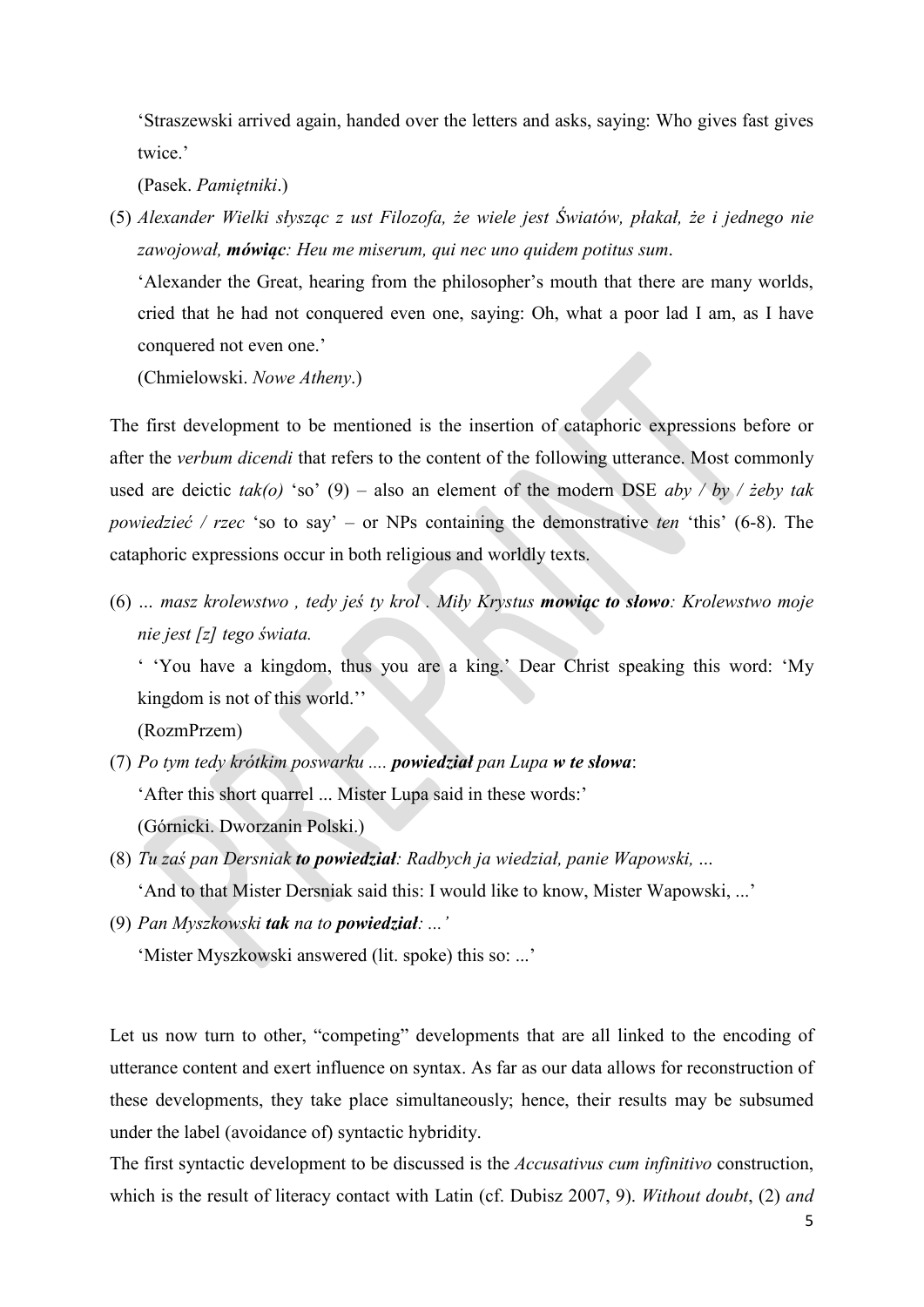‘Straszewski arrived again, handed over the letters and asks, saying: Who gives fast gives twice.’

(Pasek. *Pamiętniki*.)

(5) *Alexander Wielki słysząc z ust Filozofa, że wiele jest Światów, płakał, że i jednego nie zawojował, **mówiąc**: Heu me miserum, qui nec uno quidem potitus sum*.

‘Alexander the Great, hearing from the philosopher’s mouth that there are many worlds, cried that he had not conquered even one, saying: Oh, what a poor lad I am, as I have conquered not even one.’

(Chmielowski. *Nowe Atheny*.)

The first development to be mentioned is the insertion of cataphoric expressions before or after the *verbum dicendi* that refers to the content of the following utterance. Most commonly used are deictic *tak(o)* ‘so’ (9) – also an element of the modern DSE *aby / by / żeby tak powiedzieć / rzec* ‘so to say’ – or NPs containing the demonstrative *ten* ‘this’ (6-8). The cataphoric expressions occur in both religious and worldly texts.

(6) *… masz krolewstwo , tedy jeś ty krol . Miły Krystus **mowiąc to słowo**: Krolewstwo moje nie jest [z] tego świata.*

‘ ‘You have a kingdom, thus you are a king.’ Dear Christ speaking this word: ‘My kingdom is not of this world.’’

(RozmPrzem)

(7) *Po tym tedy krótkim poswarku .... **powiedział** pan Lupa **w te słowa***:

‘After this short quarrel ... Mister Lupa said in these words:’

(Górnicki. Dworzanin Polski.)

(8) *Tu zaś pan Dersniak **to powiedział**: Radbych ja wiedział, panie Wapowski, …*

‘And to that Mister Dersniak said this: I would like to know, Mister Wapowski, ...’

(9) *Pan Myszkowski **tak** na to **powiedział**: ...’*

‘Mister Myszkowski answered (lit. spoke) this so: ...’

Let us now turn to other, “competing” developments that are all linked to the encoding of utterance content and exert influence on syntax. As far as our data allows for reconstruction of these developments, they take place simultaneously; hence, their results may be subsumed under the label (avoidance of) syntactic hybridity.

The first syntactic development to be discussed is the *Accusativus cum infinitivo* construction, which is the result of literacy contact with Latin (cf. Dubisz 2007, 9). *Without doubt*, (2) *and*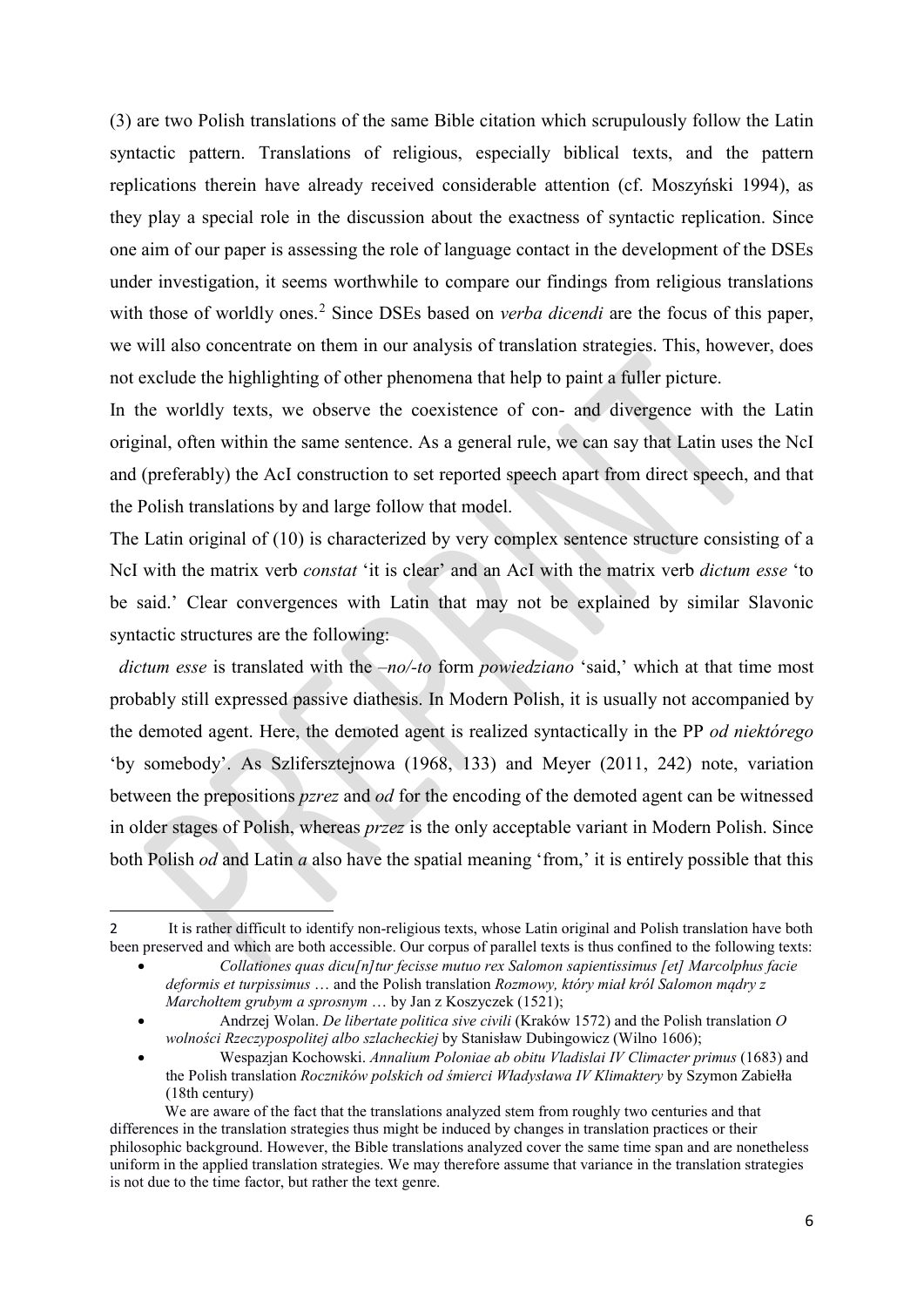(3) are two Polish translations of the same Bible citation which scrupulously follow the Latin syntactic pattern. Translations of religious, especially biblical texts, and the pattern replications therein have already received considerable attention (cf. Moszyński 1994), as they play a special role in the discussion about the exactness of syntactic replication. Since one aim of our paper is assessing the role of language contact in the development of the DSEs under investigation, it seems worthwhile to compare our findings from religious translations with those of worldly ones.[2] Since DSEs based on *verba dicendi* are the focus of this paper, we will also concentrate on them in our analysis of translation strategies. This, however, does not exclude the highlighting of other phenomena that help to paint a fuller picture.

In the worldly texts, we observe the coexistence of con- and divergence with the Latin original, often within the same sentence. As a general rule, we can say that Latin uses the NcI and (preferably) the AcI construction to set reported speech apart from direct speech, and that the Polish translations by and large follow that model.

The Latin original of (10) is characterized by very complex sentence structure consisting of a NcI with the matrix verb *constat* 'it is clear' and an AcI with the matrix verb *dictum esse* 'to be said.' Clear convergences with Latin that may not be explained by similar Slavonic syntactic structures are the following:

*dictum esse* is translated with the *–no/-to* form *powiedziano* 'said,' which at that time most probably still expressed passive diathesis. In Modern Polish, it is usually not accompanied by the demoted agent. Here, the demoted agent is realized syntactically in the PP *od niektórego* 'by somebody'. As Szlifersztejnowa (1968, 133) and Meyer (2011, 242) note, variation between the prepositions *pzrez* and *od* for the encoding of the demoted agent can be witnessed in older stages of Polish, whereas *przez* is the only acceptable variant in Modern Polish. Since both Polish *od* and Latin *a* also have the spatial meaning 'from,' it is entirely possible that this

---

2 It is rather difficult to identify non-religious texts, whose Latin original and Polish translation have both been preserved and which are both accessible. Our corpus of parallel texts is thus confined to the following texts:

- *Collationes quas dicu[n]tur fecisse mutuo rex Salomon sapientissimus [et] Marcolphus facie deformis et turpissimus* … and the Polish translation *Rozmowy, który miał król Salomon mądry z Marchołtem grubym a sprosnym* … by Jan z Koszyczek (1521);
- Andrzej Wolan. *De libertate politica sive civili* (Kraków 1572) and the Polish translation *O wolności Rzeczypospolitej albo szlacheckiej* by Stanisław Dubingowicz (Wilno 1606);
- Wespazjan Kochowski. *Annalium Poloniae ab obitu Vladislai IV Climacter primus* (1683) and the Polish translation *Roczników polskich od śmierci Władysława IV Klimaktery* by Szymon Zabiełła (18th century)

We are aware of the fact that the translations analyzed stem from roughly two centuries and that differences in the translation strategies thus might be induced by changes in translation practices or their philosophic background. However, the Bible translations analyzed cover the same time span and are nonetheless uniform in the applied translation strategies. We may therefore assume that variance in the translation strategies is not due to the time factor, but rather the text genre.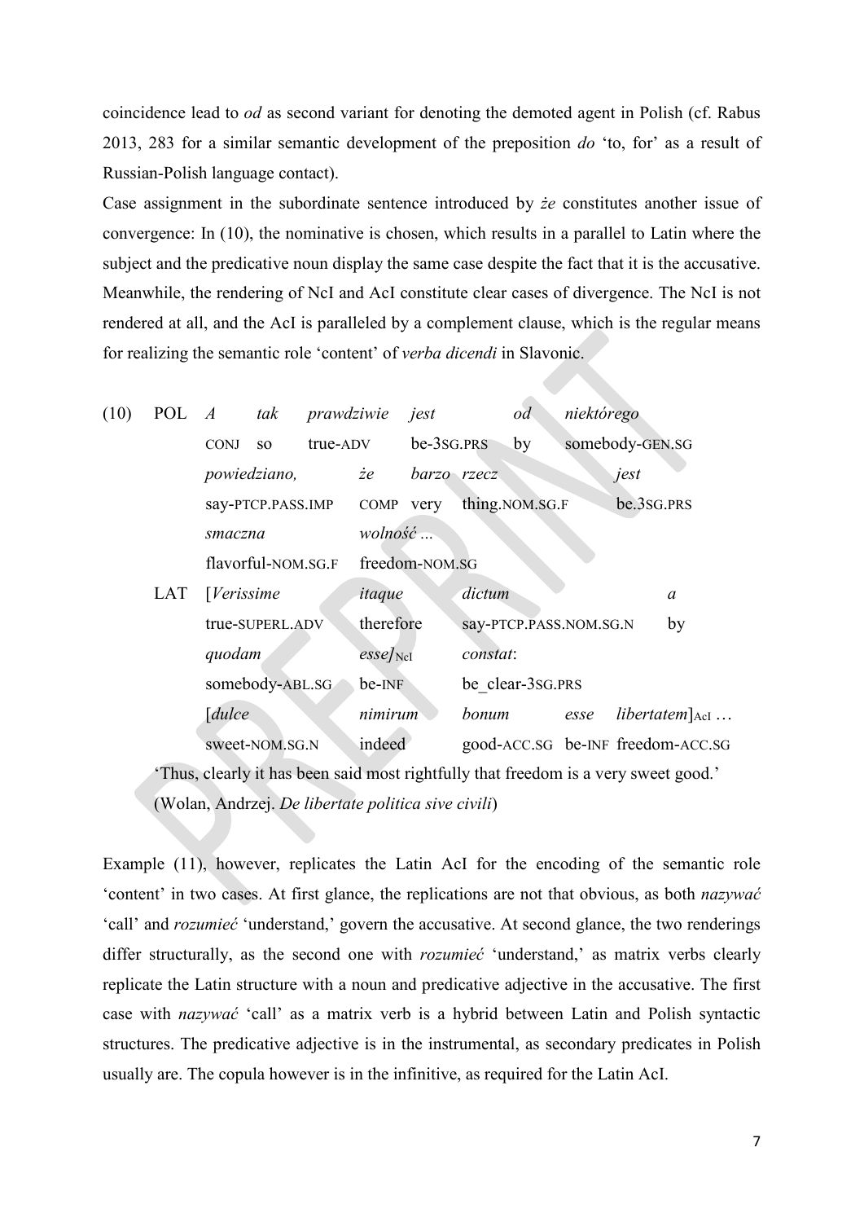coincidence lead to *od* as second variant for denoting the demoted agent in Polish (cf. Rabus 2013, 283 for a similar semantic development of the preposition *do* 'to, for' as a result of Russian-Polish language contact).

Case assignment in the subordinate sentence introduced by *że* constitutes another issue of convergence: In (10), the nominative is chosen, which results in a parallel to Latin where the subject and the predicative noun display the same case despite the fact that it is the accusative. Meanwhile, the rendering of NcI and AcI constitute clear cases of divergence. The NcI is not rendered at all, and the AcI is paralleled by a complement clause, which is the regular means for realizing the semantic role 'content' of *verba dicendi* in Slavonic.

(10) POL *A tak prawdziwie jest od niektórego*
CONJ so true-ADV be-3SG.PRS by somebody-GEN.SG
*powiedziano, że barzo rzecz jest*
say-PTCP.PASS.IMP COMP very thing.NOM.SG.F be.3SG.PRS
*smaczna wolność …*
flavorful-NOM.SG.F freedom-NOM.SG

LAT [*Verissime itaque dictum a*
true-SUPERL.ADV therefore say-PTCP.PASS.NOM.SG.N by
*quodam esse*]$_{NcI}$ *constat*:
somebody-ABL.SG be-INF be_clear-3SG.PRS
[*dulce nimirum bonum esse libertatem*]$_{AcI}$ …
sweet-NOM.SG.N indeed good-ACC.SG be-INF freedom-ACC.SG

'Thus, clearly it has been said most rightfully that freedom is a very sweet good.'
(Wolan, Andrzej. *De libertate politica sive civili*)

Example (11), however, replicates the Latin AcI for the encoding of the semantic role 'content' in two cases. At first glance, the replications are not that obvious, as both *nazywać* 'call' and *rozumieć* 'understand,' govern the accusative. At second glance, the two renderings differ structurally, as the second one with *rozumieć* 'understand,' as matrix verbs clearly replicate the Latin structure with a noun and predicative adjective in the accusative. The first case with *nazywać* 'call' as a matrix verb is a hybrid between Latin and Polish syntactic structures. The predicative adjective is in the instrumental, as secondary predicates in Polish usually are. The copula however is in the infinitive, as required for the Latin AcI.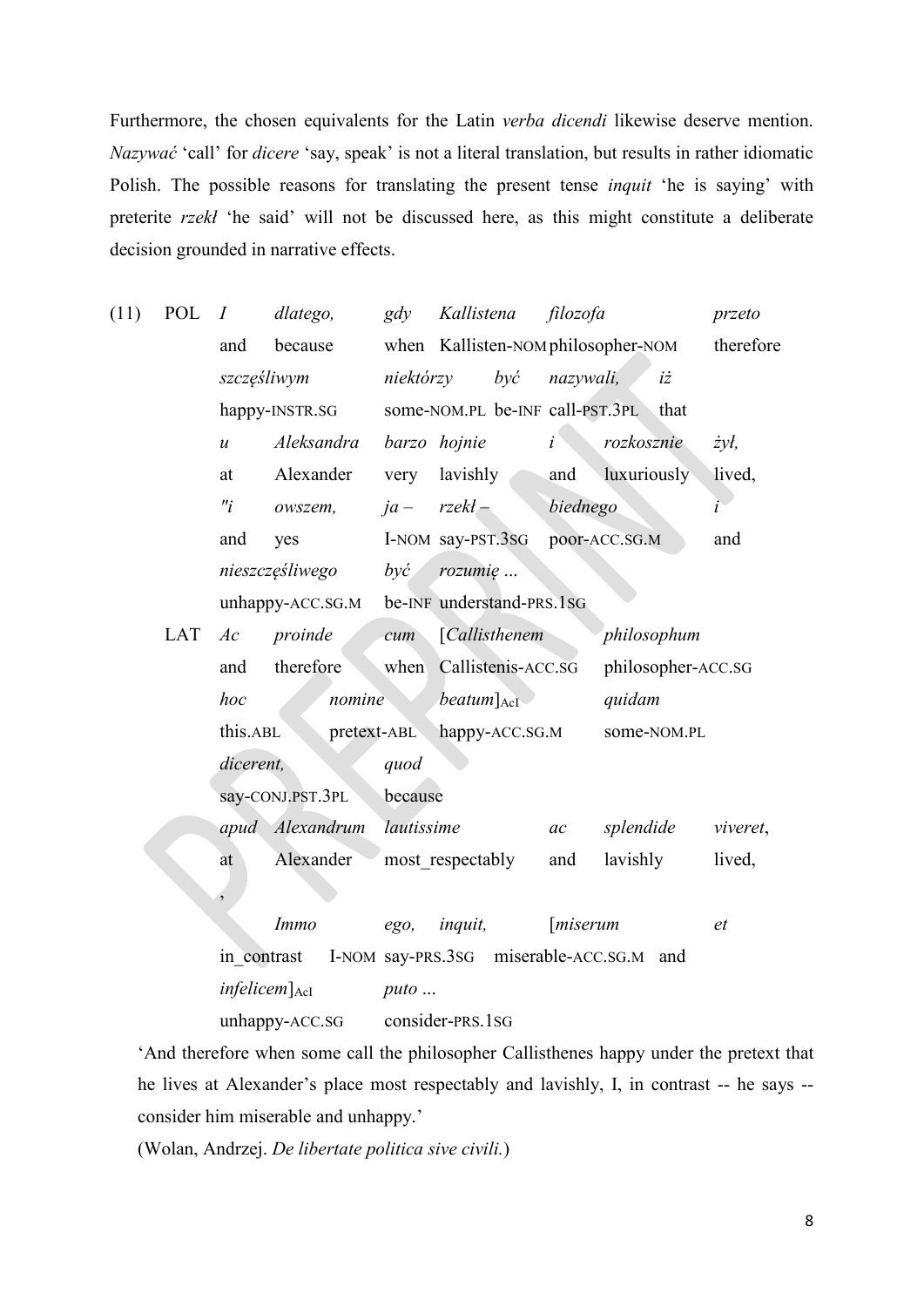Furthermore, the chosen equivalents for the Latin *verba dicendi* likewise deserve mention. *Nazywać* 'call' for *dicere* 'say, speak' is not a literal translation, but results in rather idiomatic Polish. The possible reasons for translating the present tense *inquit* 'he is saying' with preterite *rzekł* 'he said' will not be discussed here, as this might constitute a deliberate decision grounded in narrative effects.

(11) POL

| *I* | *dlatego,* | *gdy* | *Kallistena* | *filozofa* | | *przeto* |
|---|---|---|---|---|---|---|
| and | because | when | Kallisten-NOM | philosopher-NOM | | therefore |
| *szczęśliwym* | | *niektórzy* | *być* | *nazywali,* | *iż* | |
| happy-INSTR.SG | | some-NOM.PL | be-INF | call-PST.3PL | that | |
| *u* | *Aleksandra* | *barzo* | *hojnie* | *i* | *rozkosznie* | *żył,* |
| at | Alexander | very | lavishly | and | luxuriously | lived, |
| *"i* | *owszem,* | *ja –* | *rzekł –* | *biednego* | | *i* |
| and | yes | I-NOM | say-PST.3SG | poor-ACC.SG.M | | and |
| *nieszczęśliwego* | | *być* | *rozumię ...* | | | |
| unhappy-ACC.SG.M | | be-INF | understand-PRS.1SG | | | |

LAT

| *Ac* | *proinde* | *cum* | *[Callisthenem* | | *philosophum* | |
|---|---|---|---|---|---|---|
| and | therefore | when | Callistenis-ACC.SG | | philosopher-ACC.SG | |
| *hoc* | *nomine* | | *beatum]*$_{AcI}$ | | *quidam* | |
| this.ABL | pretext-ABL | | happy-ACC.SG.M | | some-NOM.PL | |
| *dicerent,* | | *quod* | | | | |
| say-CONJ.PST.3PL | | because | | | | |
| *apud* | *Alexandrum* | *lautissime* | | *ac* | *splendide* | *viveret,* |
| at | Alexander | most_respectably | | and | lavishly | lived, |
| ' | | | | | | |
| | *Immo* | *ego,* | *inquit,* | *[miserum* | | *et* |
| in_contrast | | I-NOM | say-PRS.3SG | miserable-ACC.SG.M | | and |
| *infelicem]*$_{AcI}$ | | *puto ...* | | | | |
| unhappy-ACC.SG | | consider-PRS.1SG | | | | |

'And therefore when some call the philosopher Callisthenes happy under the pretext that he lives at Alexander's place most respectably and lavishly, I, in contrast -- he says -- consider him miserable and unhappy.'

(Wolan, Andrzej. *De libertate politica sive civili.*)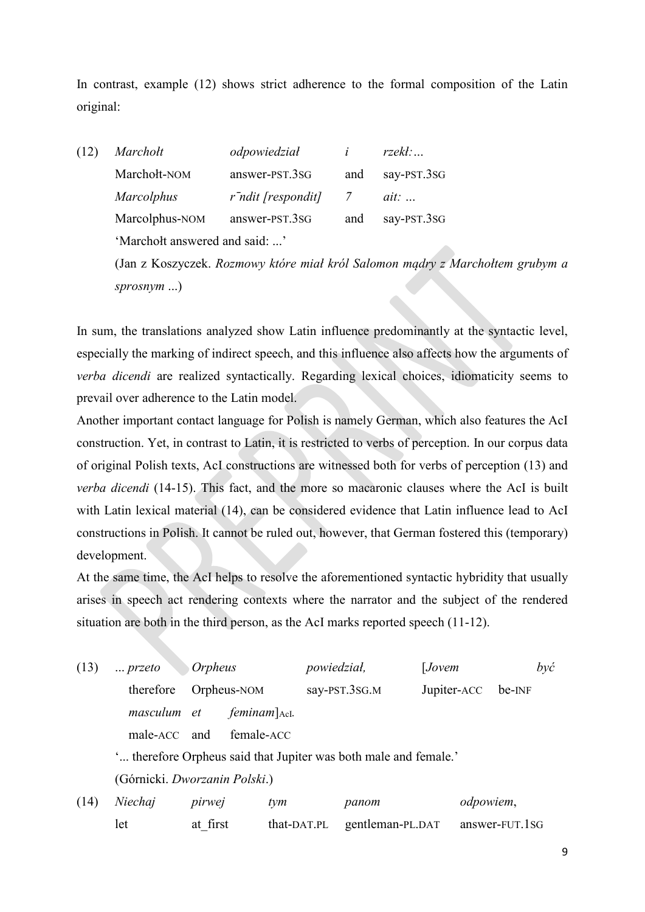In contrast, example (12) shows strict adherence to the formal composition of the Latin original:

(12) *Marchołt* *odpowiedział* *i* *rzekł:…*
Marchołt-NOM answer-PST.3SG and say-PST.3SG
*Marcolphus* *r̄ndit [respondit]* *7* *ait: …*
Marcolphus-NOM answer-PST.3SG and say-PST.3SG
'Marchołt answered and said: ...'
(Jan z Koszyczek. *Rozmowy które miał król Salomon mądry z Marchołtem grubym a sprosnym* ...)

In sum, the translations analyzed show Latin influence predominantly at the syntactic level, especially the marking of indirect speech, and this influence also affects how the arguments of *verba dicendi* are realized syntactically. Regarding lexical choices, idiomaticity seems to prevail over adherence to the Latin model.

Another important contact language for Polish is namely German, which also features the AcI construction. Yet, in contrast to Latin, it is restricted to verbs of perception. In our corpus data of original Polish texts, AcI constructions are witnessed both for verbs of perception (13) and *verba dicendi* (14-15). This fact, and the more so macaronic clauses where the AcI is built with Latin lexical material (14), can be considered evidence that Latin influence lead to AcI constructions in Polish. It cannot be ruled out, however, that German fostered this (temporary) development.

At the same time, the AcI helps to resolve the aforementioned syntactic hybridity that usually arises in speech act rendering contexts where the narrator and the subject of the rendered situation are both in the third person, as the AcI marks reported speech (11-12).

(13) *... przeto* *Orpheus* *powiedział,* [*Jovem* *być*
therefore Orpheus-NOM say-PST.3SG.M Jupiter-ACC be-INF
*masculum* *et* *feminam*]AcI.
male-ACC and female-ACC
'... therefore Orpheus said that Jupiter was both male and female.'
(Górnicki. *Dworzanin Polski*.)

(14) *Niechaj* *pirwej* *tym* *panom* *odpowiem*,
let at_first that-DAT.PL gentleman-PL.DAT answer-FUT.1SG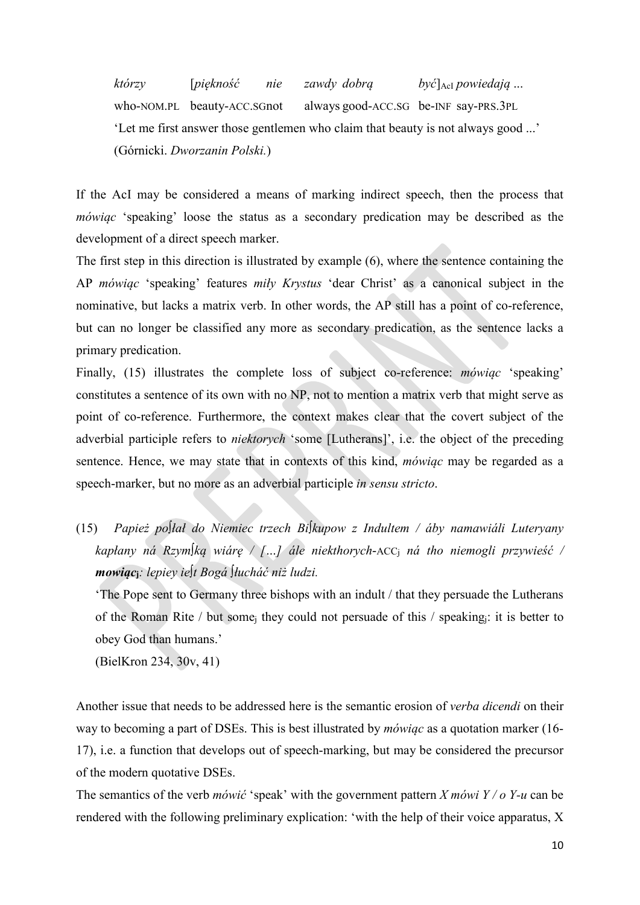*którzy* [*piękność* *nie* *zawdy* *dobrą* *być*]AcI *powiedają* ...
who-NOM.PL beauty-ACC.SGnot always good-ACC.SG be-INF say-PRS.3PL
'Let me first answer those gentlemen who claim that beauty is not always good ...'
(Górnicki. *Dworzanin Polski.*)

If the AcI may be considered a means of marking indirect speech, then the process that *mówiąc* 'speaking' loose the status as a secondary predication may be described as the development of a direct speech marker.

The first step in this direction is illustrated by example (6), where the sentence containing the AP *mówiąc* 'speaking' features *miły Krystus* 'dear Christ' as a canonical subject in the nominative, but lacks a matrix verb. In other words, the AP still has a point of co-reference, but can no longer be classified any more as secondary predication, as the sentence lacks a primary predication.

Finally, (15) illustrates the complete loss of subject co-reference: *mówiąc* 'speaking' constitutes a sentence of its own with no NP, not to mention a matrix verb that might serve as point of co-reference. Furthermore, the context makes clear that the covert subject of the adverbial participle refers to *niektorych* 'some [Lutherans]', i.e. the object of the preceding sentence. Hence, we may state that in contexts of this kind, *mówiąc* may be regarded as a speech-marker, but no more as an adverbial participle *in sensu stricto*.

(15) *Papież poſłał do Niemiec trzech Biſkupow z Indultem / áby namawiáli Luteryany kapłany ná Rzymſką wiárę / [...] álę niekthorych*-ACC$_j$ *ná tho niemogli przywieść / **mowiąc**$_j$: lepiey ieſt Bogá ſłucháć niż ludzi.*

'The Pope sent to Germany three bishops with an indult / that they persuade the Lutherans of the Roman Rite / but some$_j$ they could not persuade of this / speaking$_j$: it is better to obey God than humans.'

(BielKron 234, 30v, 41)

Another issue that needs to be addressed here is the semantic erosion of *verba dicendi* on their way to becoming a part of DSEs. This is best illustrated by *mówiąc* as a quotation marker (16-17), i.e. a function that develops out of speech-marking, but may be considered the precursor of the modern quotative DSEs.

The semantics of the verb *mówić* 'speak' with the government pattern *X mówi Y / o Y-u* can be rendered with the following preliminary explication: 'with the help of their voice apparatus, X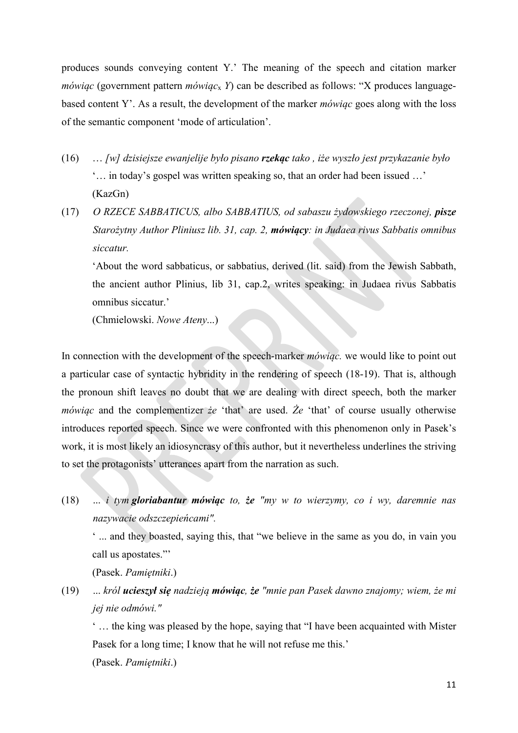produces sounds conveying content Y.' The meaning of the speech and citation marker *mówiąc* (government pattern *mówiąc*$_x$ *Y*) can be described as follows: "X produces language-based content Y'. As a result, the development of the marker *mówiąc* goes along with the loss of the semantic component 'mode of articulation'.

(16) *… [w] dzisiejsze ewanjelije było pisano* ***rzekąc*** *tako , iże wyszło jest przykazanie było*
'… in today's gospel was written speaking so, that an order had been issued …'
(KazGn)

(17) *O RZECE SABBATICUS, albo SABBATIUS, od sabaszu żydowskiego rzeczonej,* ***pisze*** *Starożytny Author Pliniusz lib. 31, cap. 2,* ***mówiący****: in Judaea rivus Sabbatis omnibus siccatur.*
'About the word sabbaticus, or sabbatius, derived (lit. said) from the Jewish Sabbath, the ancient author Plinius, lib 31, cap.2, writes speaking: in Judaea rivus Sabbatis omnibus siccatur.'
(Chmielowski. *Nowe Ateny*...)

In connection with the development of the speech-marker *mówiąc.* we would like to point out a particular case of syntactic hybridity in the rendering of speech (18-19). That is, although the pronoun shift leaves no doubt that we are dealing with direct speech, both the marker *mówiąc* and the complementizer *że* 'that' are used. *Że* 'that' of course usually otherwise introduces reported speech. Since we were confronted with this phenomenon only in Pasek's work, it is most likely an idiosyncrasy of this author, but it nevertheless underlines the striving to set the protagonists' utterances apart from the narration as such.

(18) *... i tym* ***gloriabantur mówiąc*** *to,* ***że*** *"my w to wierzymy, co i wy, daremnie nas nazywacie odszczepieńcami".*
' ... and they boasted, saying this, that "we believe in the same as you do, in vain you call us apostates."'
(Pasek. *Pamiętniki*.)

(19) *... król* ***ucieszył się*** *nadzieją* ***mówiąc, że*** *"mnie pan Pasek dawno znajomy; wiem, że mi jej nie odmówi."*
' … the king was pleased by the hope, saying that "I have been acquainted with Mister Pasek for a long time; I know that he will not refuse me this.'
(Pasek. *Pamiętniki*.)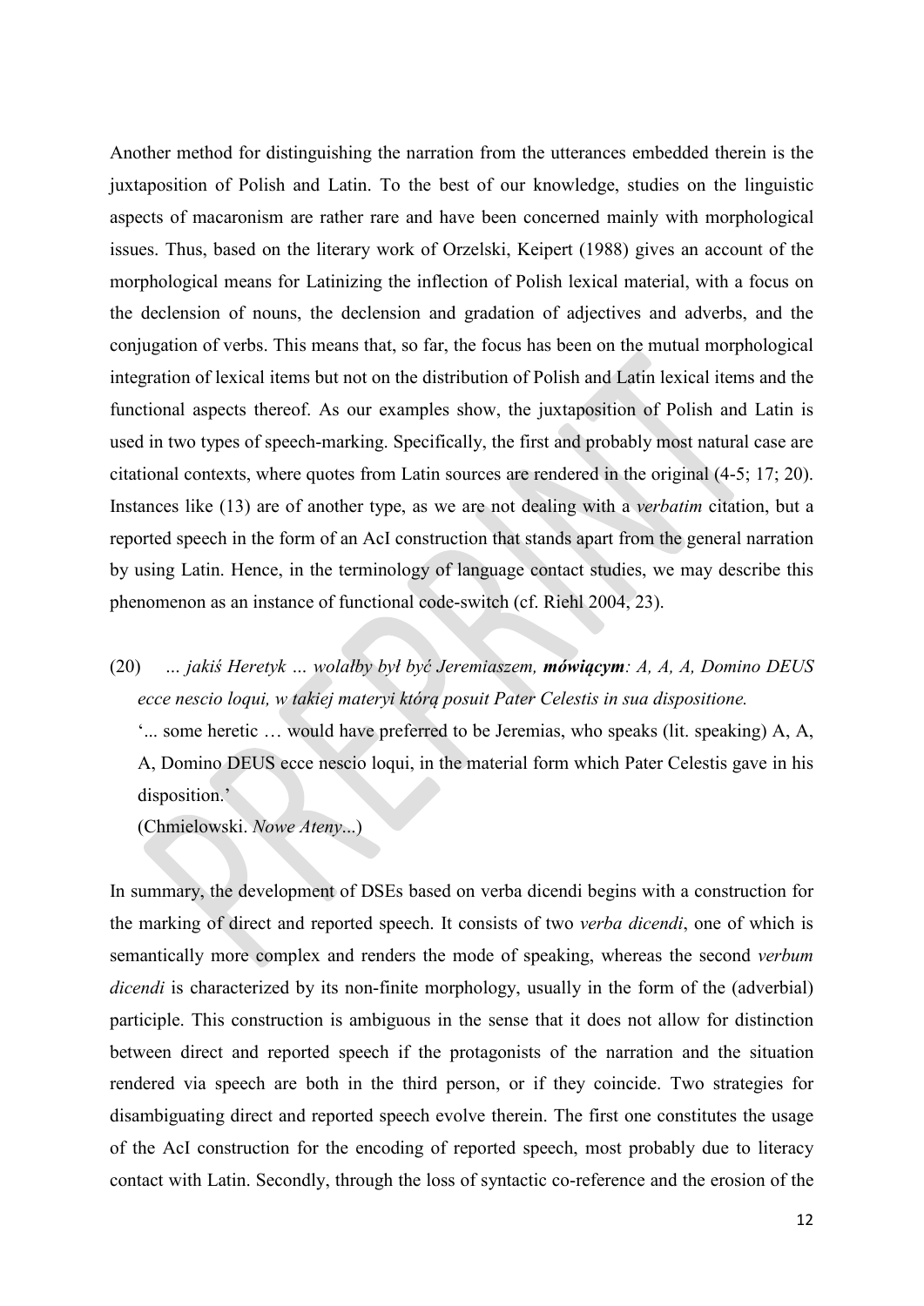Another method for distinguishing the narration from the utterances embedded therein is the juxtaposition of Polish and Latin. To the best of our knowledge, studies on the linguistic aspects of macaronism are rather rare and have been concerned mainly with morphological issues. Thus, based on the literary work of Orzelski, Keipert (1988) gives an account of the morphological means for Latinizing the inflection of Polish lexical material, with a focus on the declension of nouns, the declension and gradation of adjectives and adverbs, and the conjugation of verbs. This means that, so far, the focus has been on the mutual morphological integration of lexical items but not on the distribution of Polish and Latin lexical items and the functional aspects thereof. As our examples show, the juxtaposition of Polish and Latin is used in two types of speech-marking. Specifically, the first and probably most natural case are citational contexts, where quotes from Latin sources are rendered in the original (4-5; 17; 20). Instances like (13) are of another type, as we are not dealing with a *verbatim* citation, but a reported speech in the form of an AcI construction that stands apart from the general narration by using Latin. Hence, in the terminology of language contact studies, we may describe this phenomenon as an instance of functional code-switch (cf. Riehl 2004, 23).

(20) *… jakiś Heretyk … wolałby był być Jeremiaszem,* ***mówiącym****: A, A, A, Domino DEUS ecce nescio loqui, w takiej materyi którą posuit Pater Celestis in sua dispositione.*

'... some heretic … would have preferred to be Jeremias, who speaks (lit. speaking) A, A, A, Domino DEUS ecce nescio loqui, in the material form which Pater Celestis gave in his disposition.'

(Chmielowski. *Nowe Ateny*...)

In summary, the development of DSEs based on verba dicendi begins with a construction for the marking of direct and reported speech. It consists of two *verba dicendi*, one of which is semantically more complex and renders the mode of speaking, whereas the second *verbum dicendi* is characterized by its non-finite morphology, usually in the form of the (adverbial) participle. This construction is ambiguous in the sense that it does not allow for distinction between direct and reported speech if the protagonists of the narration and the situation rendered via speech are both in the third person, or if they coincide. Two strategies for disambiguating direct and reported speech evolve therein. The first one constitutes the usage of the AcI construction for the encoding of reported speech, most probably due to literacy contact with Latin. Secondly, through the loss of syntactic co-reference and the erosion of the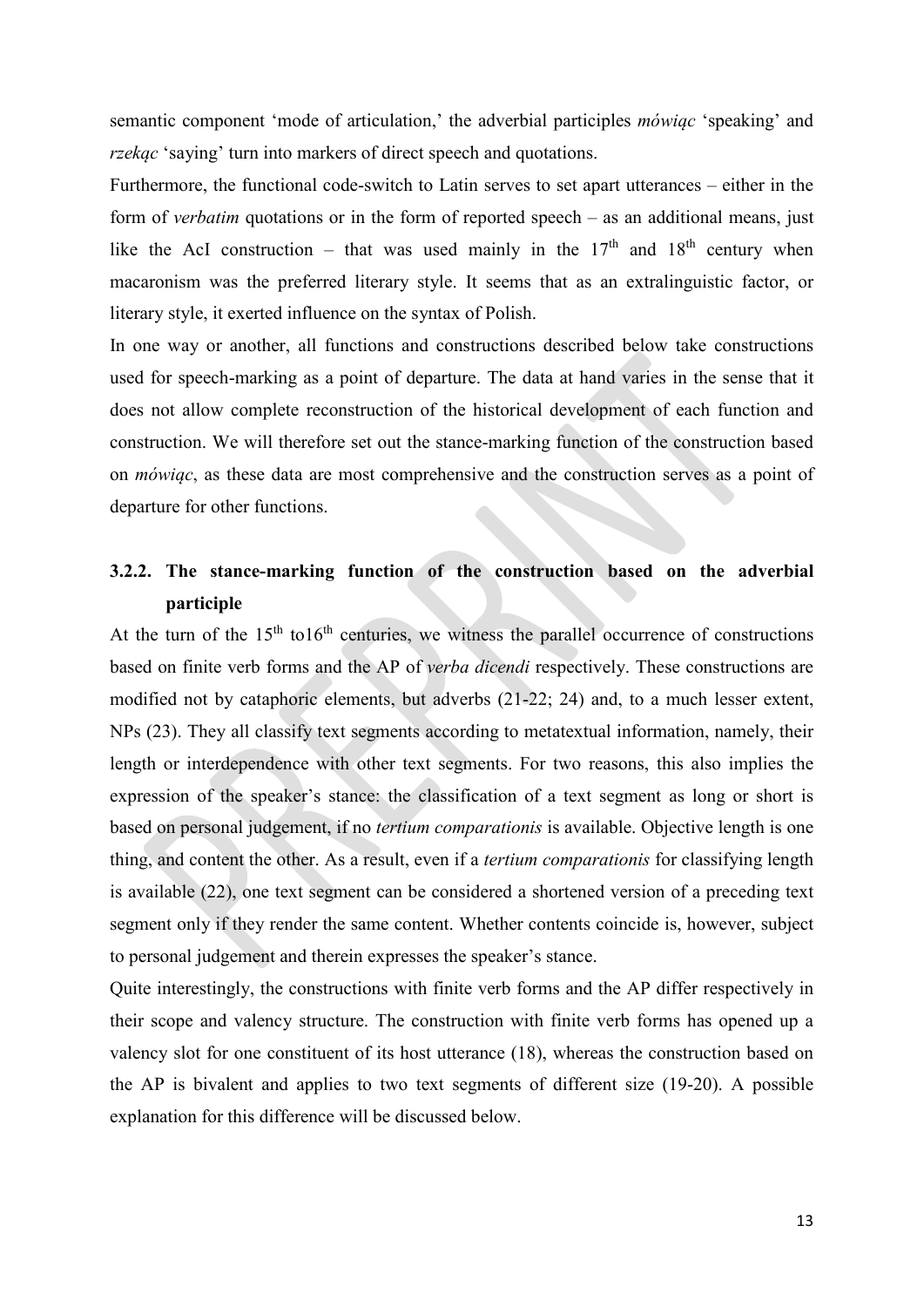semantic component 'mode of articulation,' the adverbial participles *mówiąc* 'speaking' and *rzekąc* 'saying' turn into markers of direct speech and quotations.

Furthermore, the functional code-switch to Latin serves to set apart utterances – either in the form of *verbatim* quotations or in the form of reported speech – as an additional means, just like the AcI construction – that was used mainly in the 17th and 18th century when macaronism was the preferred literary style. It seems that as an extralinguistic factor, or literary style, it exerted influence on the syntax of Polish.

In one way or another, all functions and constructions described below take constructions used for speech-marking as a point of departure. The data at hand varies in the sense that it does not allow complete reconstruction of the historical development of each function and construction. We will therefore set out the stance-marking function of the construction based on *mówiąc*, as these data are most comprehensive and the construction serves as a point of departure for other functions.

### 3.2.2. The stance-marking function of the construction based on the adverbial participle

At the turn of the 15th to16th centuries, we witness the parallel occurrence of constructions based on finite verb forms and the AP of *verba dicendi* respectively. These constructions are modified not by cataphoric elements, but adverbs (21-22; 24) and, to a much lesser extent, NPs (23). They all classify text segments according to metatextual information, namely, their length or interdependence with other text segments. For two reasons, this also implies the expression of the speaker's stance: the classification of a text segment as long or short is based on personal judgement, if no *tertium comparationis* is available. Objective length is one thing, and content the other. As a result, even if a *tertium comparationis* for classifying length is available (22), one text segment can be considered a shortened version of a preceding text segment only if they render the same content. Whether contents coincide is, however, subject to personal judgement and therein expresses the speaker's stance.

Quite interestingly, the constructions with finite verb forms and the AP differ respectively in their scope and valency structure. The construction with finite verb forms has opened up a valency slot for one constituent of its host utterance (18), whereas the construction based on the AP is bivalent and applies to two text segments of different size (19-20). A possible explanation for this difference will be discussed below.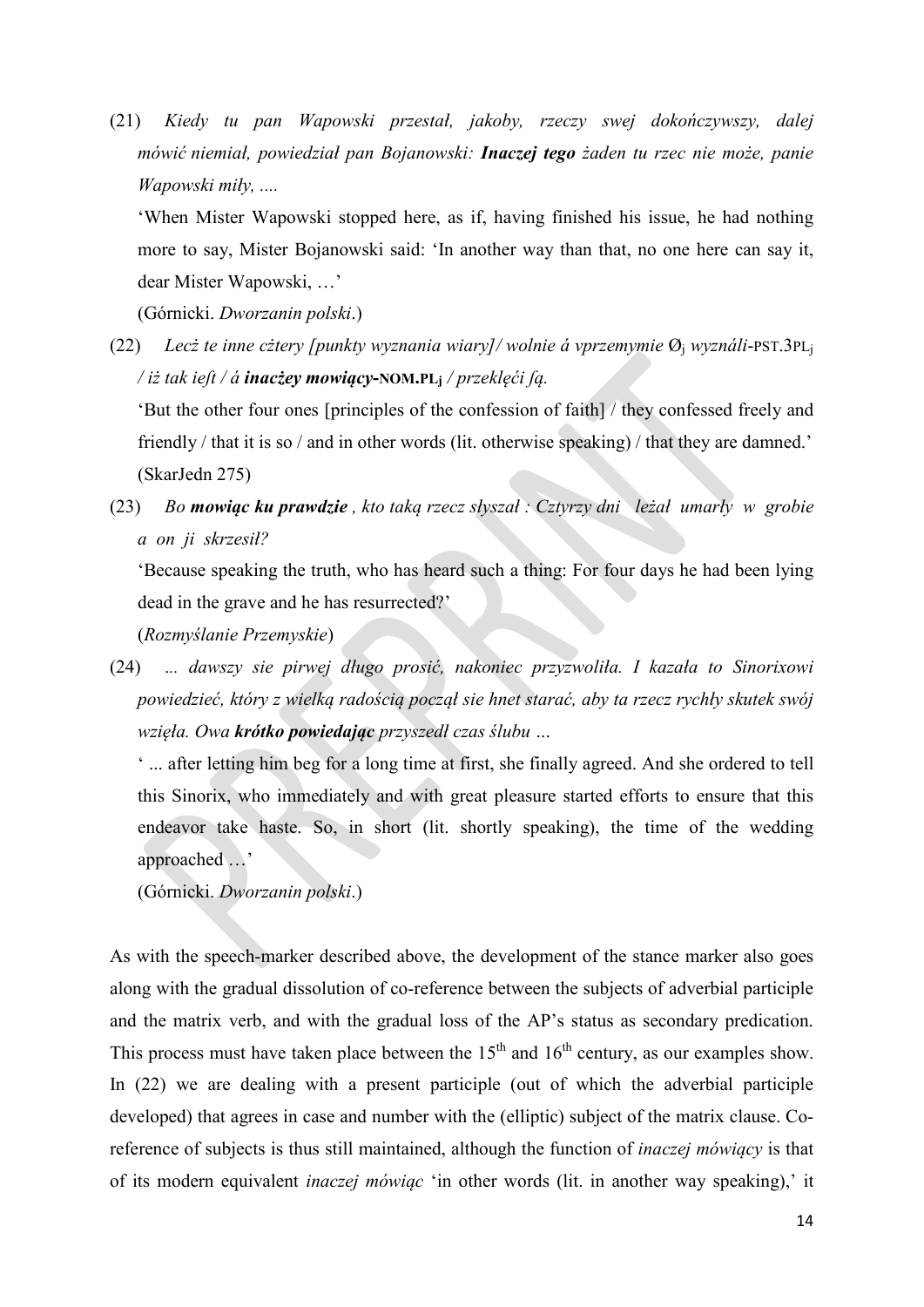(21) *Kiedy tu pan Wapowski przestał, jakoby, rzeczy swej dokończywszy, dalej mówić niemiał, powiedział pan Bojanowski:* ***Inaczej tego*** *żaden tu rzec nie może, panie Wapowski miły, ....*

'When Mister Wapowski stopped here, as if, having finished his issue, he had nothing more to say, Mister Bojanowski said: 'In another way than that, no one here can say it, dear Mister Wapowski, …'

(Górnicki. *Dworzanin polski*.)

(22) *Lecż te inne cżtery [punkty wyznania wiary]/ wolnie á vprzemymie* Ø$_j$ *wyználi*-PST.3PL$_j$ */ iż tak ieſt / á* ***inacżey mowiący*****-NOM.PL$_j$** */ przeklęći ſą.*

'But the other four ones [principles of the confession of faith] / they confessed freely and friendly / that it is so / and in other words (lit. otherwise speaking) / that they are damned.' (SkarJedn 275)

(23) *Bo* ***mowiąc ku prawdzie*** *, kto taką rzecz słyszał : Cztyrzy dni leżał umarły w grobie a on ji skrzesił?*

'Because speaking the truth, who has heard such a thing: For four days he had been lying dead in the grave and he has resurrected?'

(*Rozmyślanie Przemyskie*)

(24) *... dawszy sie pirwej długo prosić, nakoniec przyzwoliła. I kazała to Sinorixowi powiedzieć, który z wielką radością począł sie hnet starać, aby ta rzecz rychły skutek swój wzięła. Owa* ***krótko powiedając*** *przyszedł czas ślubu …*

' ... after letting him beg for a long time at first, she finally agreed. And she ordered to tell this Sinorix, who immediately and with great pleasure started efforts to ensure that this endeavor take haste. So, in short (lit. shortly speaking), the time of the wedding approached …'

(Górnicki. *Dworzanin polski*.)

As with the speech-marker described above, the development of the stance marker also goes along with the gradual dissolution of co-reference between the subjects of adverbial participle and the matrix verb, and with the gradual loss of the AP's status as secondary predication. This process must have taken place between the 15th and 16th century, as our examples show. In (22) we are dealing with a present participle (out of which the adverbial participle developed) that agrees in case and number with the (elliptic) subject of the matrix clause. Co-reference of subjects is thus still maintained, although the function of *inaczej mówiący* is that of its modern equivalent *inaczej mówiąc* 'in other words (lit. in another way speaking),' it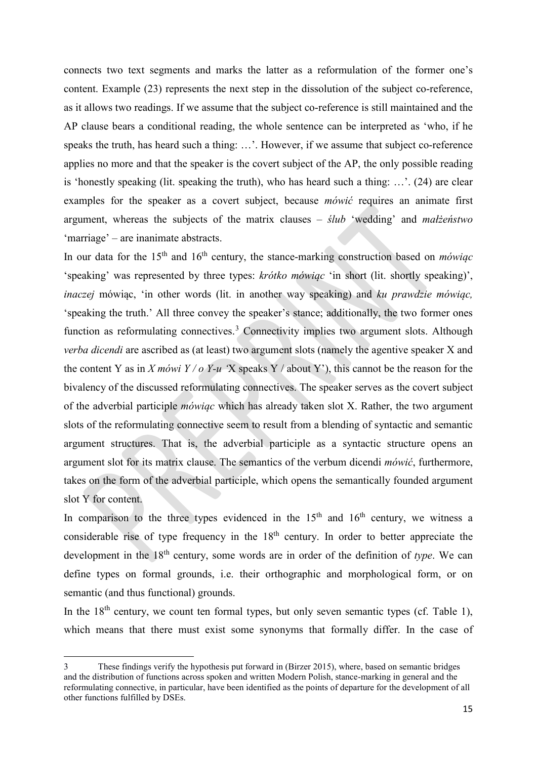connects two text segments and marks the latter as a reformulation of the former one's content. Example (23) represents the next step in the dissolution of the subject co-reference, as it allows two readings. If we assume that the subject co-reference is still maintained and the AP clause bears a conditional reading, the whole sentence can be interpreted as 'who, if he speaks the truth, has heard such a thing: …'. However, if we assume that subject co-reference applies no more and that the speaker is the covert subject of the AP, the only possible reading is 'honestly speaking (lit. speaking the truth), who has heard such a thing: …'. (24) are clear examples for the speaker as a covert subject, because *mówić* requires an animate first argument, whereas the subjects of the matrix clauses – *ślub* 'wedding' and *małżeństwo* 'marriage' – are inanimate abstracts.

In our data for the 15th and 16th century, the stance-marking construction based on *mówiąc* 'speaking' was represented by three types: *krótko mówiąc* 'in short (lit. shortly speaking)', *inaczej* mówiąc, 'in other words (lit. in another way speaking) and *ku prawdzie mówiąc,* 'speaking the truth.' All three convey the speaker's stance; additionally, the two former ones function as reformulating connectives.[3] Connectivity implies two argument slots. Although *verba dicendi* are ascribed as (at least) two argument slots (namely the agentive speaker X and the content Y as in *X mówi Y / o Y-u* 'X speaks Y / about Y'), this cannot be the reason for the bivalency of the discussed reformulating connectives. The speaker serves as the covert subject of the adverbial participle *mówiąc* which has already taken slot X. Rather, the two argument slots of the reformulating connective seem to result from a blending of syntactic and semantic argument structures. That is, the adverbial participle as a syntactic structure opens an argument slot for its matrix clause. The semantics of the verbum dicendi *mówić*, furthermore, takes on the form of the adverbial participle, which opens the semantically founded argument slot Y for content.

In comparison to the three types evidenced in the 15th and 16th century, we witness a considerable rise of type frequency in the 18th century. In order to better appreciate the development in the 18th century, some words are in order of the definition of *type*. We can define types on formal grounds, i.e. their orthographic and morphological form, or on semantic (and thus functional) grounds.

In the 18th century, we count ten formal types, but only seven semantic types (cf. Table 1), which means that there must exist some synonyms that formally differ. In the case of

---

3 These findings verify the hypothesis put forward in (Birzer 2015), where, based on semantic bridges and the distribution of functions across spoken and written Modern Polish, stance-marking in general and the reformulating connective, in particular, have been identified as the points of departure for the development of all other functions fulfilled by DSEs.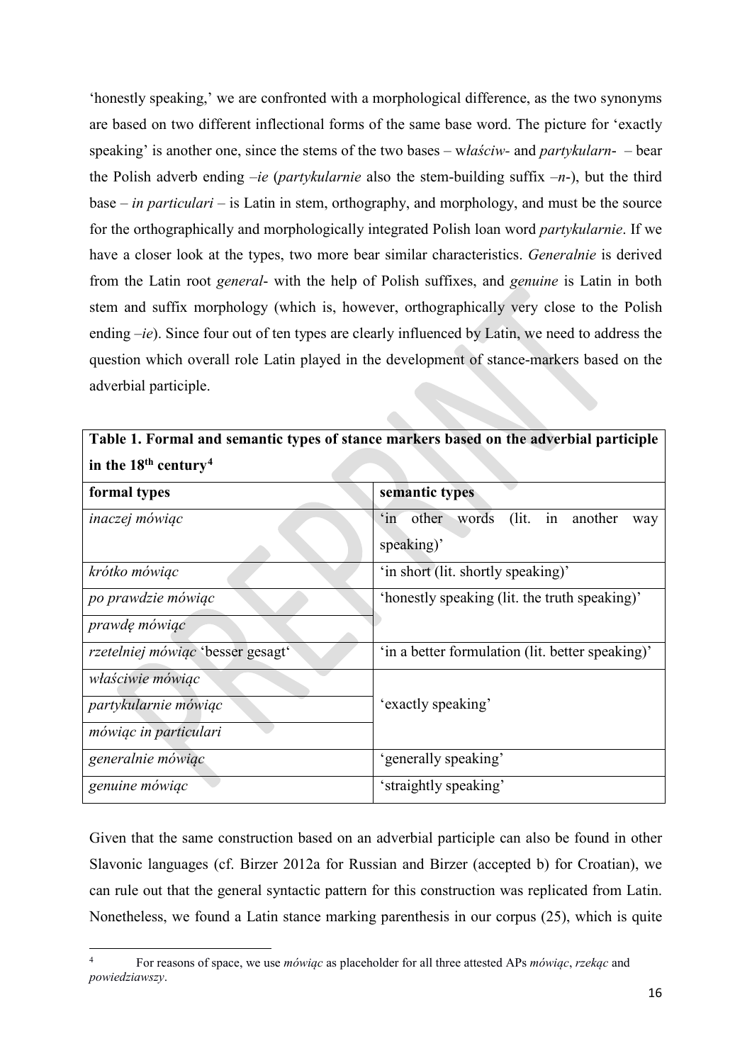'honestly speaking,' we are confronted with a morphological difference, as the two synonyms are based on two different inflectional forms of the same base word. The picture for 'exactly speaking' is another one, since the stems of the two bases – w*łaściw-* and *partykularn-* – bear the Polish adverb ending *–ie* (*partykularnie* also the stem-building suffix *–n-*), but the third base – *in particulari* – is Latin in stem, orthography, and morphology, and must be the source for the orthographically and morphologically integrated Polish loan word *partykularnie*. If we have a closer look at the types, two more bear similar characteristics. *Generalnie* is derived from the Latin root *general-* with the help of Polish suffixes, and *genuine* is Latin in both stem and suffix morphology (which is, however, orthographically very close to the Polish ending *–ie*). Since four out of ten types are clearly influenced by Latin, we need to address the question which overall role Latin played in the development of stance-markers based on the adverbial participle.

**Table 1. Formal and semantic types of stance markers based on the adverbial participle in the 18th century**[4]

| **formal types** | **semantic types** |
| --- | --- |
| *inaczej mówiąc* | 'in other words (lit. in another way speaking)' |
| *krótko mówiąc* | 'in short (lit. shortly speaking)' |
| *po prawdzie mówiąc* | 'honestly speaking (lit. the truth speaking)' |
| *prawdę mówiąc* | |
| *rzetelniej mówiąc* 'besser gesagt' | 'in a better formulation (lit. better speaking)' |
| *właściwie mówiąc* | 'exactly speaking' |
| *partykularnie mówiąc* | |
| *mówiąc in particulari* | |
| *generalnie mówiąc* | 'generally speaking' |
| *genuine mówiąc* | 'straightly speaking' |

Given that the same construction based on an adverbial participle can also be found in other Slavonic languages (cf. Birzer 2012a for Russian and Birzer (accepted b) for Croatian), we can rule out that the general syntactic pattern for this construction was replicated from Latin. Nonetheless, we found a Latin stance marking parenthesis in our corpus (25), which is quite

[4] For reasons of space, we use *mówiąc* as placeholder for all three attested APs *mówiąc*, *rzekąc* and *powiedziawszy*.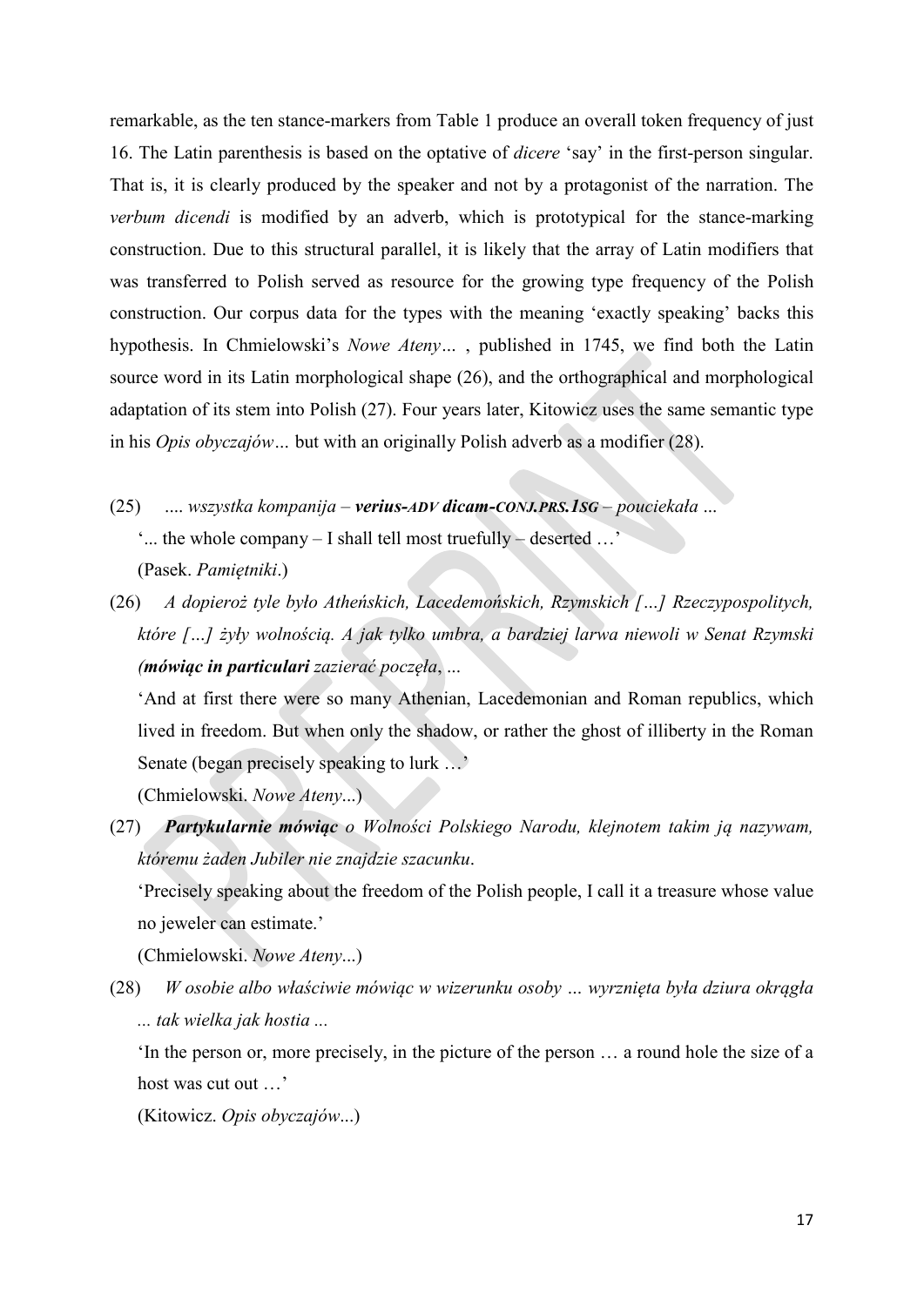remarkable, as the ten stance-markers from Table 1 produce an overall token frequency of just 16. The Latin parenthesis is based on the optative of *dicere* 'say' in the first-person singular. That is, it is clearly produced by the speaker and not by a protagonist of the narration. The *verbum dicendi* is modified by an adverb, which is prototypical for the stance-marking construction. Due to this structural parallel, it is likely that the array of Latin modifiers that was transferred to Polish served as resource for the growing type frequency of the Polish construction. Our corpus data for the types with the meaning 'exactly speaking' backs this hypothesis. In Chmielowski's *Nowe Ateny…* , published in 1745, we find both the Latin source word in its Latin morphological shape (26), and the orthographical and morphological adaptation of its stem into Polish (27). Four years later, Kitowicz uses the same semantic type in his *Opis obyczajów…* but with an originally Polish adverb as a modifier (28).

(25) *…. wszystka kompanija –* ***verius-ADV dicam-CONJ.PRS.1SG*** *– pouciekała …*
'... the whole company – I shall tell most truefully – deserted …'
(Pasek. *Pamiętniki*.)

(26) *A dopieroż tyle było Atheńskich, Lacedemońskich, Rzymskich […] Rzeczypospolitych, które […] żyły wolnością. A jak tylko umbra, a bardziej larwa niewoli w Senat Rzymski (****mówiąc in particulari*** *zazierać poczęła, ...*
'And at first there were so many Athenian, Lacedemonian and Roman republics, which lived in freedom. But when only the shadow, or rather the ghost of illiberty in the Roman Senate (began precisely speaking to lurk …'
(Chmielowski. *Nowe Ateny*...)

(27) ***Partykularnie mówiąc*** *o Wolności Polskiego Narodu, klejnotem takim ją nazywam, któremu żaden Jubiler nie znajdzie szacunku*.
'Precisely speaking about the freedom of the Polish people, I call it a treasure whose value no jeweler can estimate.'
(Chmielowski. *Nowe Ateny*...)

(28) *W osobie albo właściwie mówiąc w wizerunku osoby … wyrznięta była dziura okrągła ... tak wielka jak hostia ...*
'In the person or, more precisely, in the picture of the person … a round hole the size of a host was cut out …'
(Kitowicz. *Opis obyczajów*...)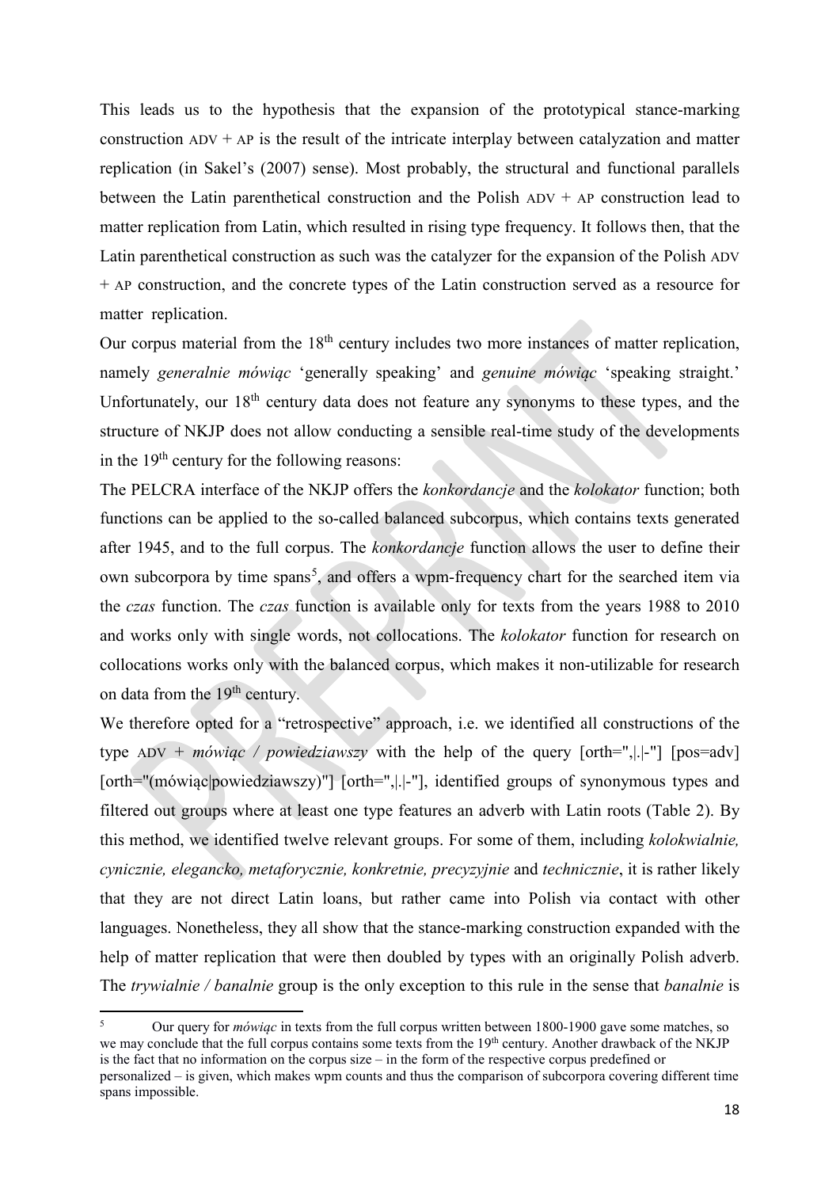This leads us to the hypothesis that the expansion of the prototypical stance-marking construction ADV + AP is the result of the intricate interplay between catalyzation and matter replication (in Sakel's (2007) sense). Most probably, the structural and functional parallels between the Latin parenthetical construction and the Polish ADV + AP construction lead to matter replication from Latin, which resulted in rising type frequency. It follows then, that the Latin parenthetical construction as such was the catalyzer for the expansion of the Polish ADV + AP construction, and the concrete types of the Latin construction served as a resource for matter replication.

Our corpus material from the 18th century includes two more instances of matter replication, namely *generalnie mówiąc* 'generally speaking' and *genuine mówiąc* 'speaking straight.' Unfortunately, our 18th century data does not feature any synonyms to these types, and the structure of NKJP does not allow conducting a sensible real-time study of the developments in the 19th century for the following reasons:

The PELCRA interface of the NKJP offers the *konkordancje* and the *kolokator* function; both functions can be applied to the so-called balanced subcorpus, which contains texts generated after 1945, and to the full corpus. The *konkordancje* function allows the user to define their own subcorpora by time spans[5], and offers a wpm-frequency chart for the searched item via the *czas* function. The *czas* function is available only for texts from the years 1988 to 2010 and works only with single words, not collocations. The *kolokator* function for research on collocations works only with the balanced corpus, which makes it non-utilizable for research on data from the 19th century.

We therefore opted for a "retrospective" approach, i.e. we identified all constructions of the type ADV + *mówiąc / powiedziawszy* with the help of the query [orth=",|.|-"] [pos=adv] [orth="(mówiąc|powiedziawszy)"] [orth=",|.|-"], identified groups of synonymous types and filtered out groups where at least one type features an adverb with Latin roots (Table 2). By this method, we identified twelve relevant groups. For some of them, including *kolokwialnie, cynicznie, elegancko, metaforycznie, konkretnie, precyzyjnie* and *technicznie*, it is rather likely that they are not direct Latin loans, but rather came into Polish via contact with other languages. Nonetheless, they all show that the stance-marking construction expanded with the help of matter replication that were then doubled by types with an originally Polish adverb. The *trywialnie / banalnie* group is the only exception to this rule in the sense that *banalnie* is

---

[5] Our query for *mówiąc* in texts from the full corpus written between 1800-1900 gave some matches, so we may conclude that the full corpus contains some texts from the 19th century. Another drawback of the NKJP is the fact that no information on the corpus size – in the form of the respective corpus predefined or personalized – is given, which makes wpm counts and thus the comparison of subcorpora covering different time spans impossible.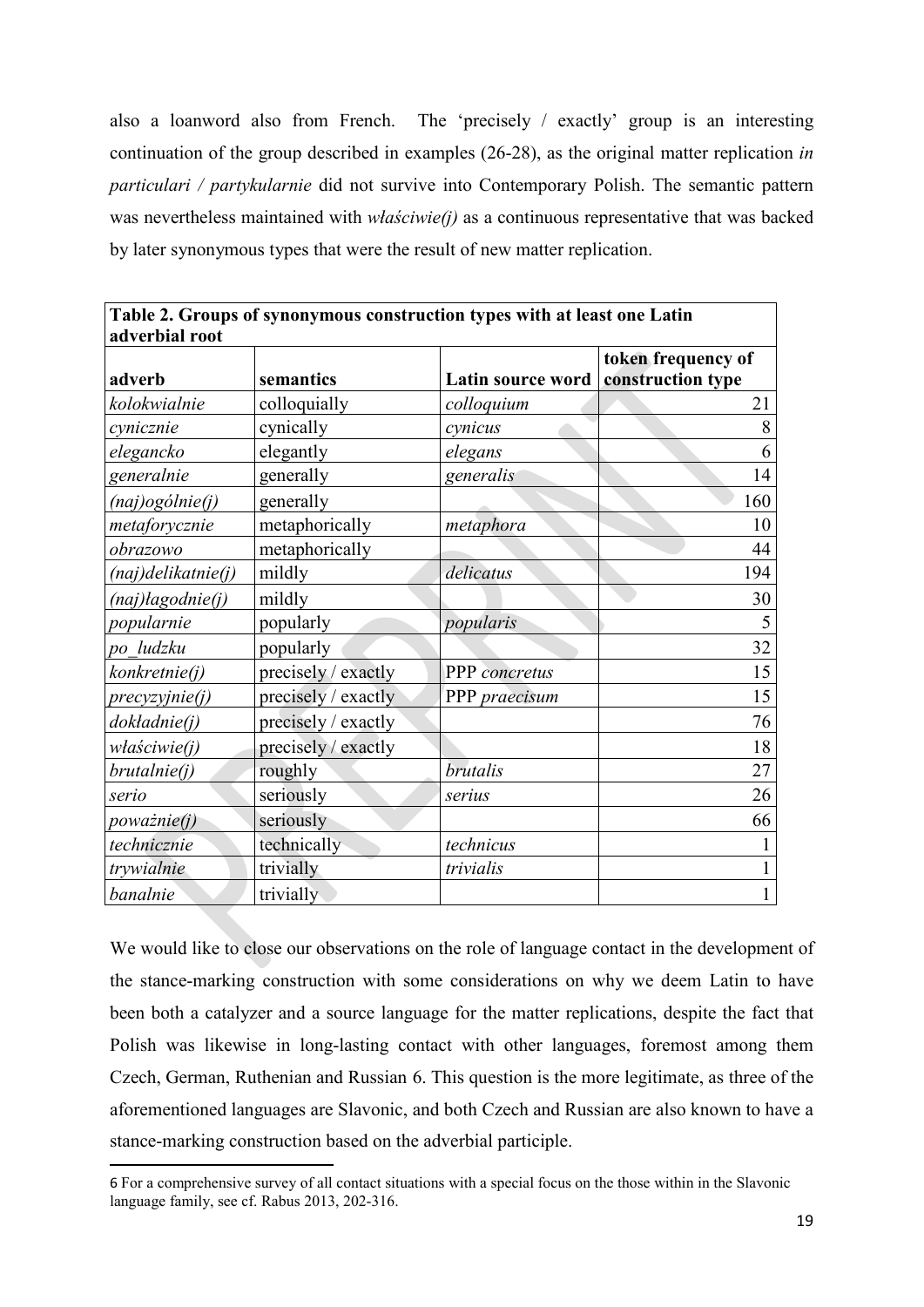also a loanword also from French. The 'precisely / exactly' group is an interesting continuation of the group described in examples (26-28), as the original matter replication *in particulari / partykularnie* did not survive into Contemporary Polish. The semantic pattern was nevertheless maintained with *właściwie(j)* as a continuous representative that was backed by later synonymous types that were the result of new matter replication.

**Table 2. Groups of synonymous construction types with at least one Latin adverbial root**

| adverb | semantics | Latin source word | token frequency of construction type |
|---|---|---|---|
| *kolokwialnie* | colloquially | *colloquium* | 21 |
| *cynicznie* | cynically | *cynicus* | 8 |
| *elegancko* | elegantly | *elegans* | 6 |
| *generalnie* | generally | *generalis* | 14 |
| *(naj)ogólnie(j)* | generally | | 160 |
| *metaforycznie* | metaphorically | *metaphora* | 10 |
| *obrazowo* | metaphorically | | 44 |
| *(naj)delikatnie(j)* | mildly | *delicatus* | 194 |
| *(naj)łagodnie(j)* | mildly | | 30 |
| *popularnie* | popularly | *popularis* | 5 |
| *po_ludzku* | popularly | | 32 |
| *konkretnie(j)* | precisely / exactly | PPP *concretus* | 15 |
| *precyzyjnie(j)* | precisely / exactly | PPP *praecisum* | 15 |
| *dokładnie(j)* | precisely / exactly | | 76 |
| *właściwie(j)* | precisely / exactly | | 18 |
| *brutalnie(j)* | roughly | *brutalis* | 27 |
| *serio* | seriously | *serius* | 26 |
| *poważnie(j)* | seriously | | 66 |
| *technicznie* | technically | *technicus* | 1 |
| *trywialnie* | trivially | *trivialis* | 1 |
| *banalnie* | trivially | | 1 |

We would like to close our observations on the role of language contact in the development of the stance-marking construction with some considerations on why we deem Latin to have been both a catalyzer and a source language for the matter replications, despite the fact that Polish was likewise in long-lasting contact with other languages, foremost among them Czech, German, Ruthenian and Russian 6. This question is the more legitimate, as three of the aforementioned languages are Slavonic, and both Czech and Russian are also known to have a stance-marking construction based on the adverbial participle.

6 For a comprehensive survey of all contact situations with a special focus on the those within in the Slavonic language family, see cf. Rabus 2013, 202-316.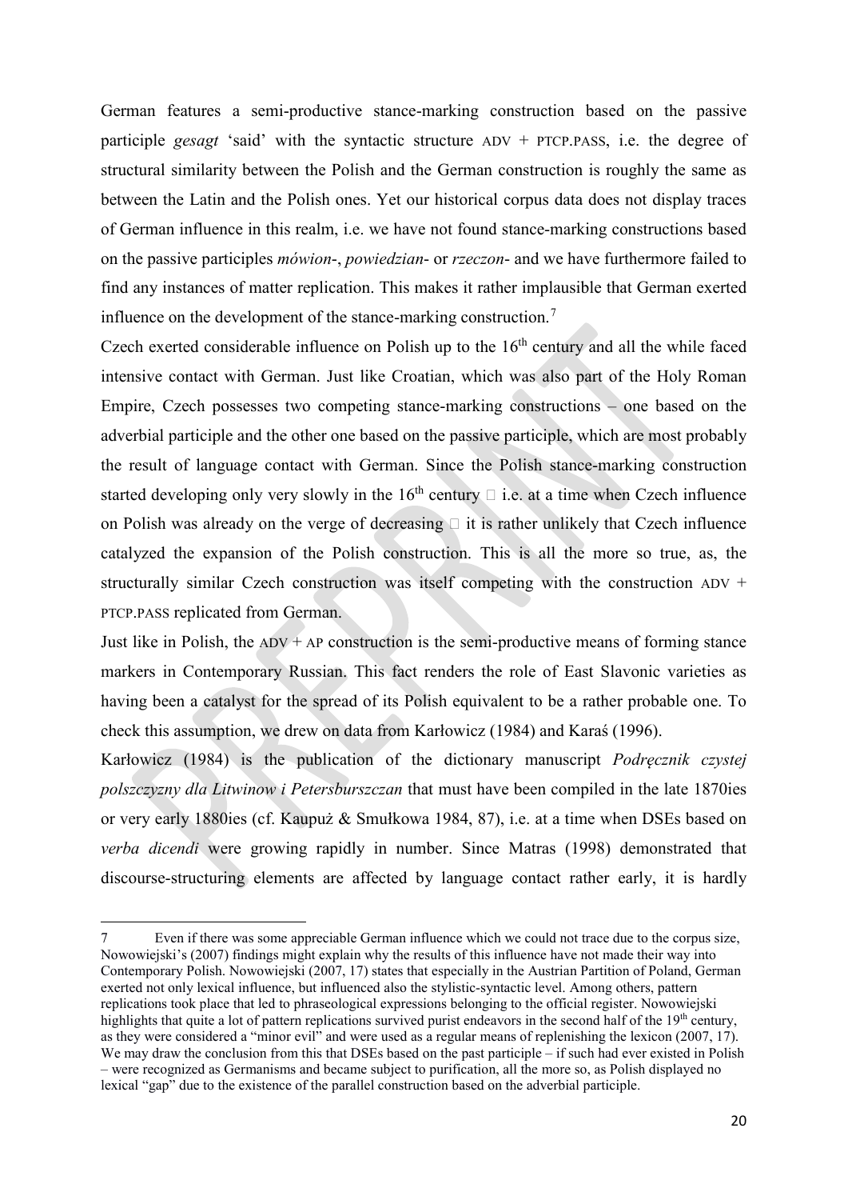German features a semi-productive stance-marking construction based on the passive participle *gesagt* 'said' with the syntactic structure ADV + PTCP.PASS, i.e. the degree of structural similarity between the Polish and the German construction is roughly the same as between the Latin and the Polish ones. Yet our historical corpus data does not display traces of German influence in this realm, i.e. we have not found stance-marking constructions based on the passive participles *mówion-*, *powiedzian-* or *rzeczon-* and we have furthermore failed to find any instances of matter replication. This makes it rather implausible that German exerted influence on the development of the stance-marking construction.[7]

Czech exerted considerable influence on Polish up to the 16th century and all the while faced intensive contact with German. Just like Croatian, which was also part of the Holy Roman Empire, Czech possesses two competing stance-marking constructions – one based on the adverbial participle and the other one based on the passive participle, which are most probably the result of language contact with German. Since the Polish stance-marking construction started developing only very slowly in the 16th century  i.e. at a time when Czech influence on Polish was already on the verge of decreasing  it is rather unlikely that Czech influence catalyzed the expansion of the Polish construction. This is all the more so true, as, the structurally similar Czech construction was itself competing with the construction ADV + PTCP.PASS replicated from German.

Just like in Polish, the ADV + AP construction is the semi-productive means of forming stance markers in Contemporary Russian. This fact renders the role of East Slavonic varieties as having been a catalyst for the spread of its Polish equivalent to be a rather probable one. To check this assumption, we drew on data from Karłowicz (1984) and Karaś (1996).

Karłowicz (1984) is the publication of the dictionary manuscript *Podręcznik czystej polszczyzny dla Litwinow i Petersburszczan* that must have been compiled in the late 1870ies or very early 1880ies (cf. Kaupuż & Smułkowa 1984, 87), i.e. at a time when DSEs based on *verba dicendi* were growing rapidly in number. Since Matras (1998) demonstrated that discourse-structuring elements are affected by language contact rather early, it is hardly

---

7 Even if there was some appreciable German influence which we could not trace due to the corpus size, Nowowiejski's (2007) findings might explain why the results of this influence have not made their way into Contemporary Polish. Nowowiejski (2007, 17) states that especially in the Austrian Partition of Poland, German exerted not only lexical influence, but influenced also the stylistic-syntactic level. Among others, pattern replications took place that led to phraseological expressions belonging to the official register. Nowowiejski highlights that quite a lot of pattern replications survived purist endeavors in the second half of the 19th century, as they were considered a "minor evil" and were used as a regular means of replenishing the lexicon (2007, 17). We may draw the conclusion from this that DSEs based on the past participle – if such had ever existed in Polish – were recognized as Germanisms and became subject to purification, all the more so, as Polish displayed no lexical "gap" due to the existence of the parallel construction based on the adverbial participle.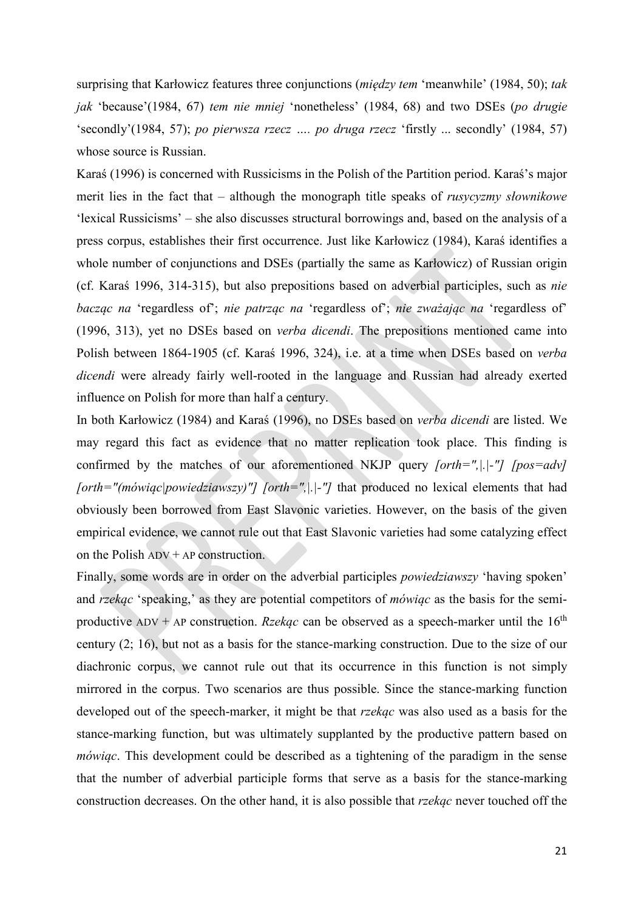surprising that Karłowicz features three conjunctions (*między tem* 'meanwhile' (1984, 50); *tak jak* 'because'(1984, 67) *tem nie mniej* 'nonetheless' (1984, 68) and two DSEs (*po drugie* 'secondly'(1984, 57); *po pierwsza rzecz …. po druga rzecz* 'firstly ... secondly' (1984, 57) whose source is Russian.

Karaś (1996) is concerned with Russicisms in the Polish of the Partition period. Karaś's major merit lies in the fact that – although the monograph title speaks of *rusycyzmy słownikowe* 'lexical Russicisms' – she also discusses structural borrowings and, based on the analysis of a press corpus, establishes their first occurrence. Just like Karłowicz (1984), Karaś identifies a whole number of conjunctions and DSEs (partially the same as Karłowicz) of Russian origin (cf. Karaś 1996, 314-315), but also prepositions based on adverbial participles, such as *nie bacząc na* 'regardless of'; *nie patrząc na* 'regardless of'; *nie zważając na* 'regardless of' (1996, 313), yet no DSEs based on *verba dicendi*. The prepositions mentioned came into Polish between 1864-1905 (cf. Karaś 1996, 324), i.e. at a time when DSEs based on *verba dicendi* were already fairly well-rooted in the language and Russian had already exerted influence on Polish for more than half a century.

In both Karłowicz (1984) and Karaś (1996), no DSEs based on *verba dicendi* are listed. We may regard this fact as evidence that no matter replication took place. This finding is confirmed by the matches of our aforementioned NKJP query *[orth=",|.|-"] [pos=adv] [orth="(mówiąc|powiedziawszy)"] [orth=",|.|-"]* that produced no lexical elements that had obviously been borrowed from East Slavonic varieties. However, on the basis of the given empirical evidence, we cannot rule out that East Slavonic varieties had some catalyzing effect on the Polish ADV + AP construction.

Finally, some words are in order on the adverbial participles *powiedziawszy* 'having spoken' and *rzekąc* 'speaking,' as they are potential competitors of *mówiąc* as the basis for the semi-productive ADV + AP construction. *Rzekąc* can be observed as a speech-marker until the 16th century (2; 16), but not as a basis for the stance-marking construction. Due to the size of our diachronic corpus, we cannot rule out that its occurrence in this function is not simply mirrored in the corpus. Two scenarios are thus possible. Since the stance-marking function developed out of the speech-marker, it might be that *rzekąc* was also used as a basis for the stance-marking function, but was ultimately supplanted by the productive pattern based on *mówiąc*. This development could be described as a tightening of the paradigm in the sense that the number of adverbial participle forms that serve as a basis for the stance-marking construction decreases. On the other hand, it is also possible that *rzekąc* never touched off the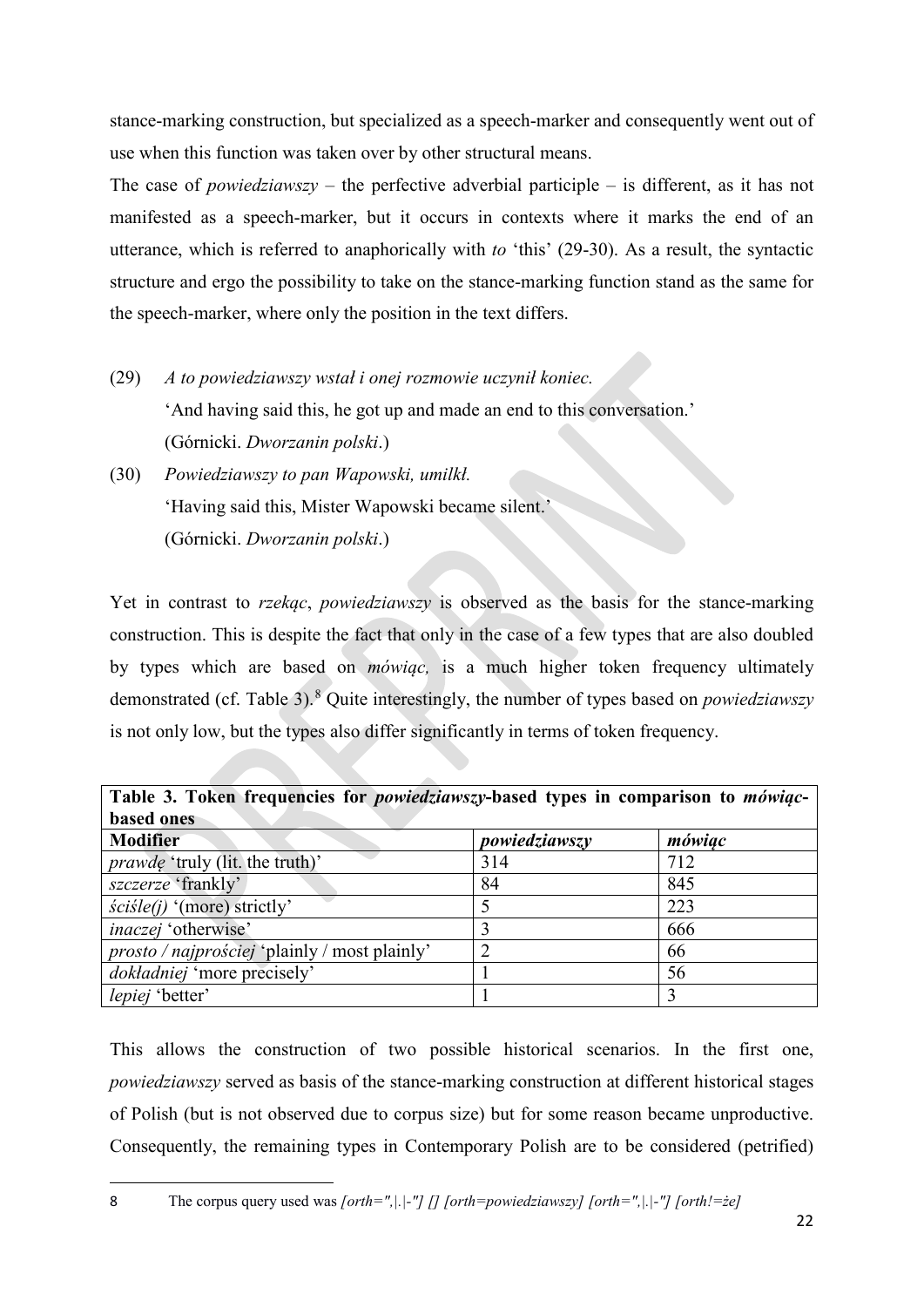stance-marking construction, but specialized as a speech-marker and consequently went out of use when this function was taken over by other structural means.

The case of *powiedziawszy* – the perfective adverbial participle – is different, as it has not manifested as a speech-marker, but it occurs in contexts where it marks the end of an utterance, which is referred to anaphorically with *to* 'this' (29-30). As a result, the syntactic structure and ergo the possibility to take on the stance-marking function stand as the same for the speech-marker, where only the position in the text differs.

(29) *A to powiedziawszy wstał i onej rozmowie uczynił koniec.*
'And having said this, he got up and made an end to this conversation.'
(Górnicki. *Dworzanin polski*.)

(30) *Powiedziawszy to pan Wapowski, umilkł.*
'Having said this, Mister Wapowski became silent.'
(Górnicki. *Dworzanin polski*.)

Yet in contrast to *rzekąc*, *powiedziawszy* is observed as the basis for the stance-marking construction. This is despite the fact that only in the case of a few types that are also doubled by types which are based on *mówiąc,* is a much higher token frequency ultimately demonstrated (cf. Table 3).[8] Quite interestingly, the number of types based on *powiedziawszy* is not only low, but the types also differ significantly in terms of token frequency.

**Table 3. Token frequencies for *powiedziawszy*-based types in comparison to *mówiąc*-based ones**

| Modifier | *powiedziawszy* | *mówiąc* |
|---|---|---|
| *prawdę* 'truly (lit. the truth)' | 314 | 712 |
| *szczerze* 'frankly' | 84 | 845 |
| *ściśle(j)* '(more) strictly' | 5 | 223 |
| *inaczej* 'otherwise' | 3 | 666 |
| *prosto / najprościej* 'plainly / most plainly' | 2 | 66 |
| *dokładniej* 'more precisely' | 1 | 56 |
| *lepiej* 'better' | 1 | 3 |

This allows the construction of two possible historical scenarios. In the first one, *powiedziawszy* served as basis of the stance-marking construction at different historical stages of Polish (but is not observed due to corpus size) but for some reason became unproductive. Consequently, the remaining types in Contemporary Polish are to be considered (petrified)

8 The corpus query used was *[orth=",|.|-"] [] [orth=powiedziawszy] [orth=",|.|-"] [orth!=że]*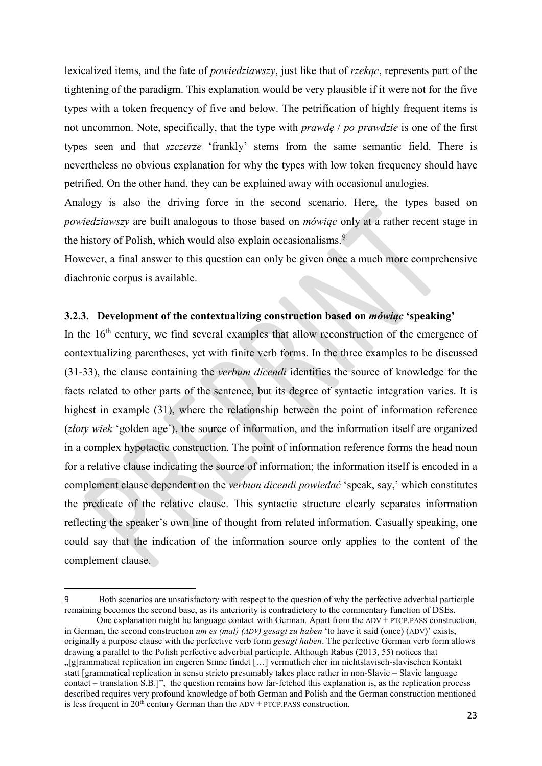lexicalized items, and the fate of *powiedziawszy*, just like that of *rzekąc*, represents part of the tightening of the paradigm. This explanation would be very plausible if it were not for the five types with a token frequency of five and below. The petrification of highly frequent items is not uncommon. Note, specifically, that the type with *prawdę* / *po prawdzie* is one of the first types seen and that *szczerze* 'frankly' stems from the same semantic field. There is nevertheless no obvious explanation for why the types with low token frequency should have petrified. On the other hand, they can be explained away with occasional analogies.

Analogy is also the driving force in the second scenario. Here, the types based on *powiedziawszy* are built analogous to those based on *mówiąc* only at a rather recent stage in the history of Polish, which would also explain occasionalisms.[9]

However, a final answer to this question can only be given once a much more comprehensive diachronic corpus is available.

### 3.2.3. Development of the contextualizing construction based on *mówiąc* 'speaking'

In the 16th century, we find several examples that allow reconstruction of the emergence of contextualizing parentheses, yet with finite verb forms. In the three examples to be discussed (31-33), the clause containing the *verbum dicendi* identifies the source of knowledge for the facts related to other parts of the sentence, but its degree of syntactic integration varies. It is highest in example (31), where the relationship between the point of information reference (*złoty wiek* 'golden age'), the source of information, and the information itself are organized in a complex hypotactic construction. The point of information reference forms the head noun for a relative clause indicating the source of information; the information itself is encoded in a complement clause dependent on the *verbum dicendi powiedać* 'speak, say,' which constitutes the predicate of the relative clause. This syntactic structure clearly separates information reflecting the speaker's own line of thought from related information. Casually speaking, one could say that the indication of the information source only applies to the content of the complement clause.

---

9 Both scenarios are unsatisfactory with respect to the question of why the perfective adverbial participle remaining becomes the second base, as its anteriority is contradictory to the commentary function of DSEs.

One explanation might be language contact with German. Apart from the ADV + PTCP.PASS construction, in German, the second construction *um es (mal) (ADV) gesagt zu haben* 'to have it said (once) (ADV)' exists, originally a purpose clause with the perfective verb form *gesagt haben*. The perfective German verb form allows drawing a parallel to the Polish perfective adverbial participle. Although Rabus (2013, 55) notices that „[g]rammatical replication im engeren Sinne findet […] vermutlich eher im nichtslavisch-slavischen Kontakt statt [grammatical replication in sensu stricto presumably takes place rather in non-Slavic – Slavic language contact – translation S.B.]", the question remains how far-fetched this explanation is, as the replication process described requires very profound knowledge of both German and Polish and the German construction mentioned is less frequent in 20th century German than the ADV + PTCP.PASS construction.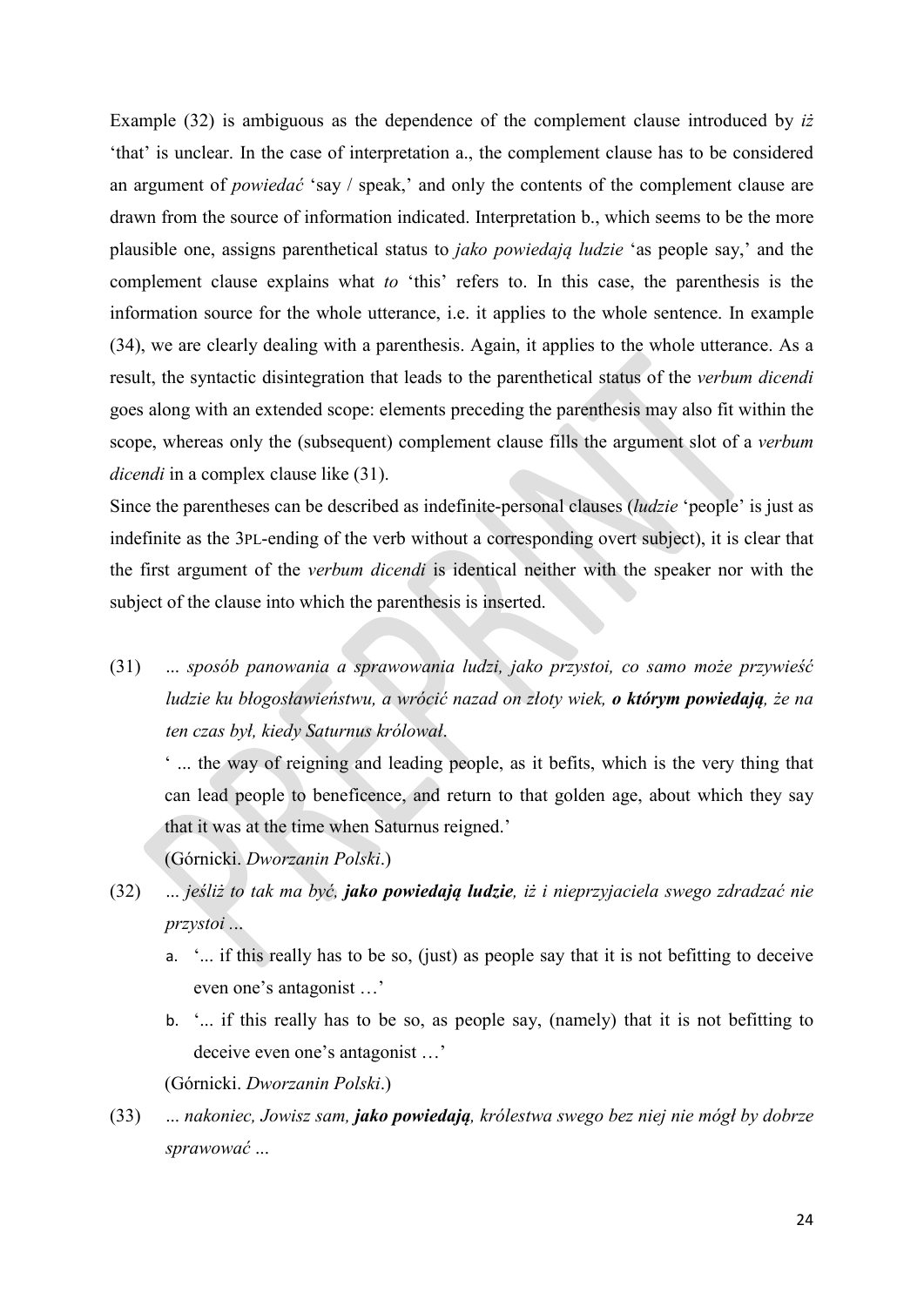Example (32) is ambiguous as the dependence of the complement clause introduced by *iż* 'that' is unclear. In the case of interpretation a., the complement clause has to be considered an argument of *powiedać* 'say / speak,' and only the contents of the complement clause are drawn from the source of information indicated. Interpretation b., which seems to be the more plausible one, assigns parenthetical status to *jako powiedają ludzie* 'as people say,' and the complement clause explains what *to* 'this' refers to. In this case, the parenthesis is the information source for the whole utterance, i.e. it applies to the whole sentence. In example (34), we are clearly dealing with a parenthesis. Again, it applies to the whole utterance. As a result, the syntactic disintegration that leads to the parenthetical status of the *verbum dicendi* goes along with an extended scope: elements preceding the parenthesis may also fit within the scope, whereas only the (subsequent) complement clause fills the argument slot of a *verbum dicendi* in a complex clause like (31).

Since the parentheses can be described as indefinite-personal clauses (*ludzie* 'people' is just as indefinite as the 3PL-ending of the verb without a corresponding overt subject), it is clear that the first argument of the *verbum dicendi* is identical neither with the speaker nor with the subject of the clause into which the parenthesis is inserted.

(31) *... sposób panowania a sprawowania ludzi, jako przystoi, co samo może przywieść ludzie ku błogosławieństwu, a wrócić nazad on złoty wiek, **o którym powiedają**, że na ten czas był, kiedy Saturnus królował.*

' ... the way of reigning and leading people, as it befits, which is the very thing that can lead people to beneficence, and return to that golden age, about which they say that it was at the time when Saturnus reigned.'

(Górnicki. *Dworzanin Polski*.)

(32) *... jeśliż to tak ma być, **jako powiedają ludzie**, iż i nieprzyjaciela swego zdradzać nie przystoi ...*

a. '... if this really has to be so, (just) as people say that it is not befitting to deceive even one's antagonist …'

b. '... if this really has to be so, as people say, (namely) that it is not befitting to deceive even one's antagonist …'

(Górnicki. *Dworzanin Polski*.)

(33) *... nakoniec, Jowisz sam, **jako powiedają**, królestwa swego bez niej nie mógł by dobrze sprawować ...*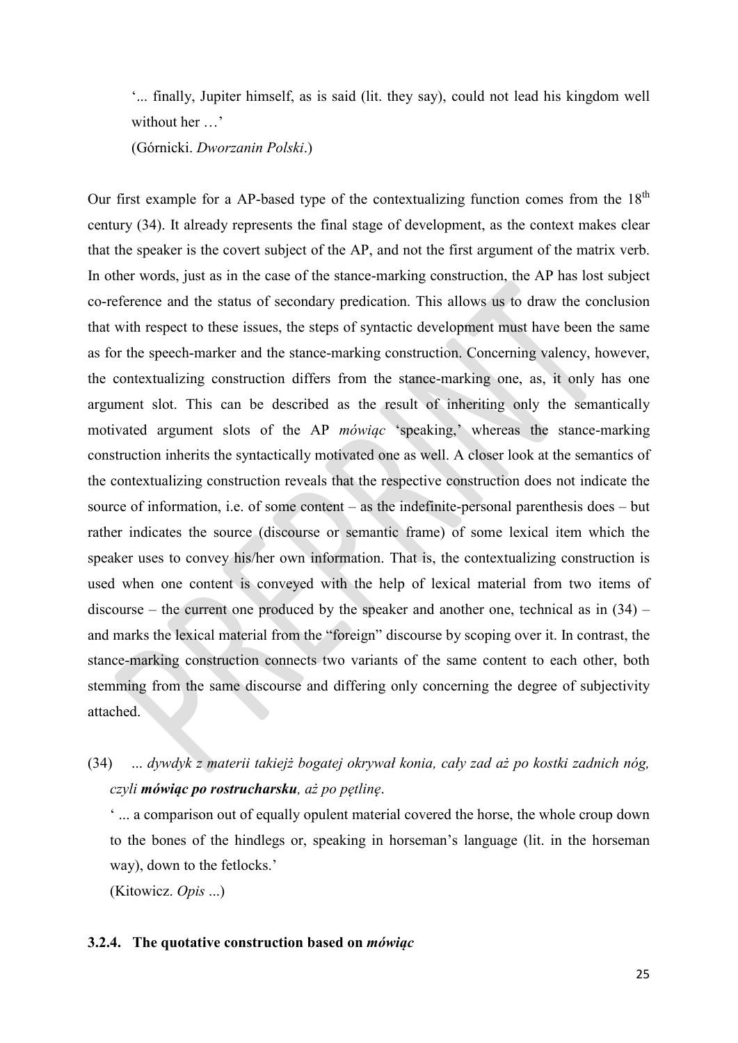'... finally, Jupiter himself, as is said (lit. they say), could not lead his kingdom well without her …'

(Górnicki. *Dworzanin Polski*.)

Our first example for a AP-based type of the contextualizing function comes from the 18th century (34). It already represents the final stage of development, as the context makes clear that the speaker is the covert subject of the AP, and not the first argument of the matrix verb. In other words, just as in the case of the stance-marking construction, the AP has lost subject co-reference and the status of secondary predication. This allows us to draw the conclusion that with respect to these issues, the steps of syntactic development must have been the same as for the speech-marker and the stance-marking construction. Concerning valency, however, the contextualizing construction differs from the stance-marking one, as, it only has one argument slot. This can be described as the result of inheriting only the semantically motivated argument slots of the AP *mówiąc* 'speaking,' whereas the stance-marking construction inherits the syntactically motivated one as well. A closer look at the semantics of the contextualizing construction reveals that the respective construction does not indicate the source of information, i.e. of some content – as the indefinite-personal parenthesis does – but rather indicates the source (discourse or semantic frame) of some lexical item which the speaker uses to convey his/her own information. That is, the contextualizing construction is used when one content is conveyed with the help of lexical material from two items of discourse – the current one produced by the speaker and another one, technical as in (34) – and marks the lexical material from the "foreign" discourse by scoping over it. In contrast, the stance-marking construction connects two variants of the same content to each other, both stemming from the same discourse and differing only concerning the degree of subjectivity attached.

(34) *... dywdyk z materii takiejż bogatej okrywał konia, cały zad aż po kostki zadnich nóg, czyli* ***mówiąc po rostrucharsku****, aż po pętlinę*.

' ... a comparison out of equally opulent material covered the horse, the whole croup down to the bones of the hindlegs or, speaking in horseman's language (lit. in the horseman way), down to the fetlocks.'

(Kitowicz. *Opis* ...)

#### 3.2.4. The quotative construction based on *mówiąc*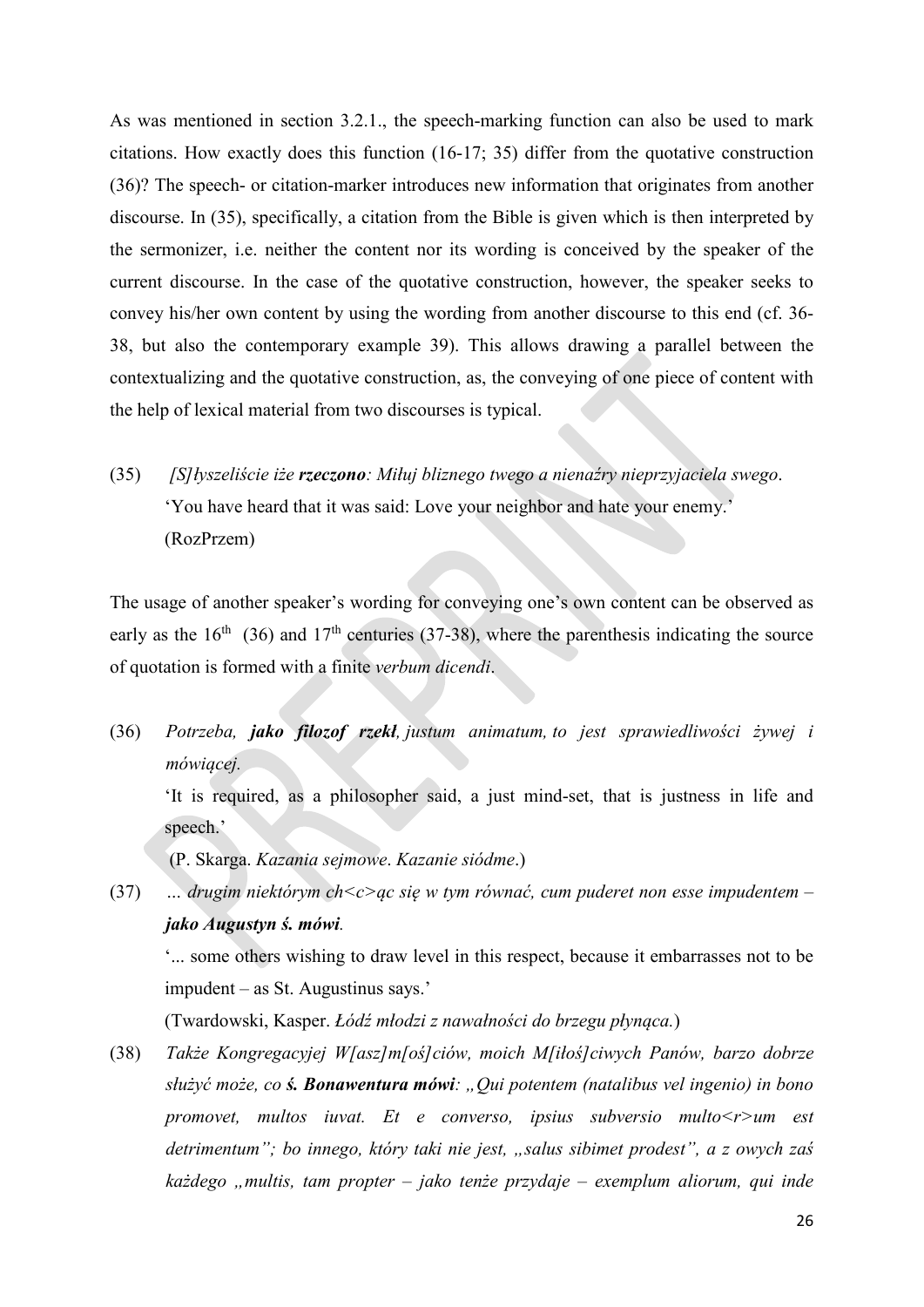As was mentioned in section 3.2.1., the speech-marking function can also be used to mark citations. How exactly does this function (16-17; 35) differ from the quotative construction (36)? The speech- or citation-marker introduces new information that originates from another discourse. In (35), specifically, a citation from the Bible is given which is then interpreted by the sermonizer, i.e. neither the content nor its wording is conceived by the speaker of the current discourse. In the case of the quotative construction, however, the speaker seeks to convey his/her own content by using the wording from another discourse to this end (cf. 36-38, but also the contemporary example 39). This allows drawing a parallel between the contextualizing and the quotative construction, as, the conveying of one piece of content with the help of lexical material from two discourses is typical.

(35) *[S]łyszeliście iże **rzeczono**: Miłuj bliznego twego a nienaźry nieprzyjaciela swego*.
'You have heard that it was said: Love your neighbor and hate your enemy.'
(RozPrzem)

The usage of another speaker's wording for conveying one's own content can be observed as early as the 16th (36) and 17th centuries (37-38), where the parenthesis indicating the source of quotation is formed with a finite *verbum dicendi*.

(36) *Potrzeba, **jako filozof rzekł**, justum animatum, to jest sprawiedliwości żywej i mówiącej.*
'It is required, as a philosopher said, a just mind-set, that is justness in life and speech.'
(P. Skarga. *Kazania sejmowe*. *Kazanie siódme*.)

(37) *… drugim niektórym ch<c>ąc się w tym równać, cum puderet non esse impudentem – **jako Augustyn ś. mówi**.*
'... some others wishing to draw level in this respect, because it embarrasses not to be impudent – as St. Augustinus says.'
(Twardowski, Kasper. *Łódź młodzi z nawałności do brzegu płynąca.*)

(38) *Także Kongregacyjej W[asz]m[oś]ciów, moich M[iłoś]ciwych Panów, barzo dobrze służyć może, co **ś. Bonawentura mówi**: „Qui potentem (natalibus vel ingenio) in bono promovet, multos iuvat. Et e converso, ipsius subversio multo<r>um est detrimentum"; bo innego, który taki nie jest, „salus sibimet prodest", a z owych zaś każdego „multis, tam propter – jako tenże przydaje – exemplum aliorum, qui inde*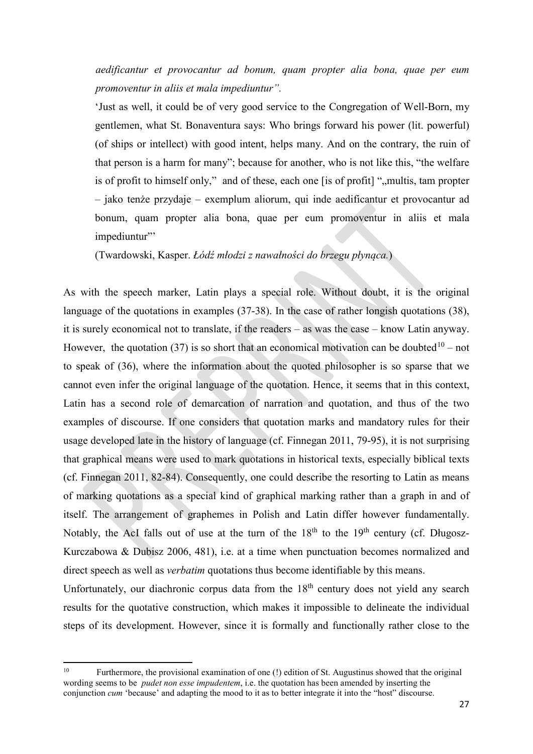*aedificantur et provocantur ad bonum, quam propter alia bona, quae per eum promoventur in aliis et mala impediuntur".*

'Just as well, it could be of very good service to the Congregation of Well-Born, my gentlemen, what St. Bonaventura says: Who brings forward his power (lit. powerful) (of ships or intellect) with good intent, helps many. And on the contrary, the ruin of that person is a harm for many"; because for another, who is not like this, "the welfare is of profit to himself only," and of these, each one [is of profit] "„multis, tam propter – jako tenże przydaje – exemplum aliorum, qui inde aedificantur et provocantur ad bonum, quam propter alia bona, quae per eum promoventur in aliis et mala impediuntur"'

(Twardowski, Kasper. *Łódź młodzi z nawałności do brzegu płynąca.*)

As with the speech marker, Latin plays a special role. Without doubt, it is the original language of the quotations in examples (37-38). In the case of rather longish quotations (38), it is surely economical not to translate, if the readers – as was the case – know Latin anyway. However, the quotation (37) is so short that an economical motivation can be doubted[10] – not to speak of (36), where the information about the quoted philosopher is so sparse that we cannot even infer the original language of the quotation. Hence, it seems that in this context, Latin has a second role of demarcation of narration and quotation, and thus of the two examples of discourse. If one considers that quotation marks and mandatory rules for their usage developed late in the history of language (cf. Finnegan 2011, 79-95), it is not surprising that graphical means were used to mark quotations in historical texts, especially biblical texts (cf. Finnegan 2011, 82-84). Consequently, one could describe the resorting to Latin as means of marking quotations as a special kind of graphical marking rather than a graph in and of itself. The arrangement of graphemes in Polish and Latin differ however fundamentally. Notably, the AcI falls out of use at the turn of the 18th to the 19th century (cf. Długosz-Kurczabowa & Dubisz 2006, 481), i.e. at a time when punctuation becomes normalized and direct speech as well as *verbatim* quotations thus become identifiable by this means.

Unfortunately, our diachronic corpus data from the 18th century does not yield any search results for the quotative construction, which makes it impossible to delineate the individual steps of its development. However, since it is formally and functionally rather close to the

[10] Furthermore, the provisional examination of one (!) edition of St. Augustinus showed that the original wording seems to be *pudet non esse impudentem*, i.e. the quotation has been amended by inserting the conjunction *cum* 'because' and adapting the mood to it as to better integrate it into the "host" discourse.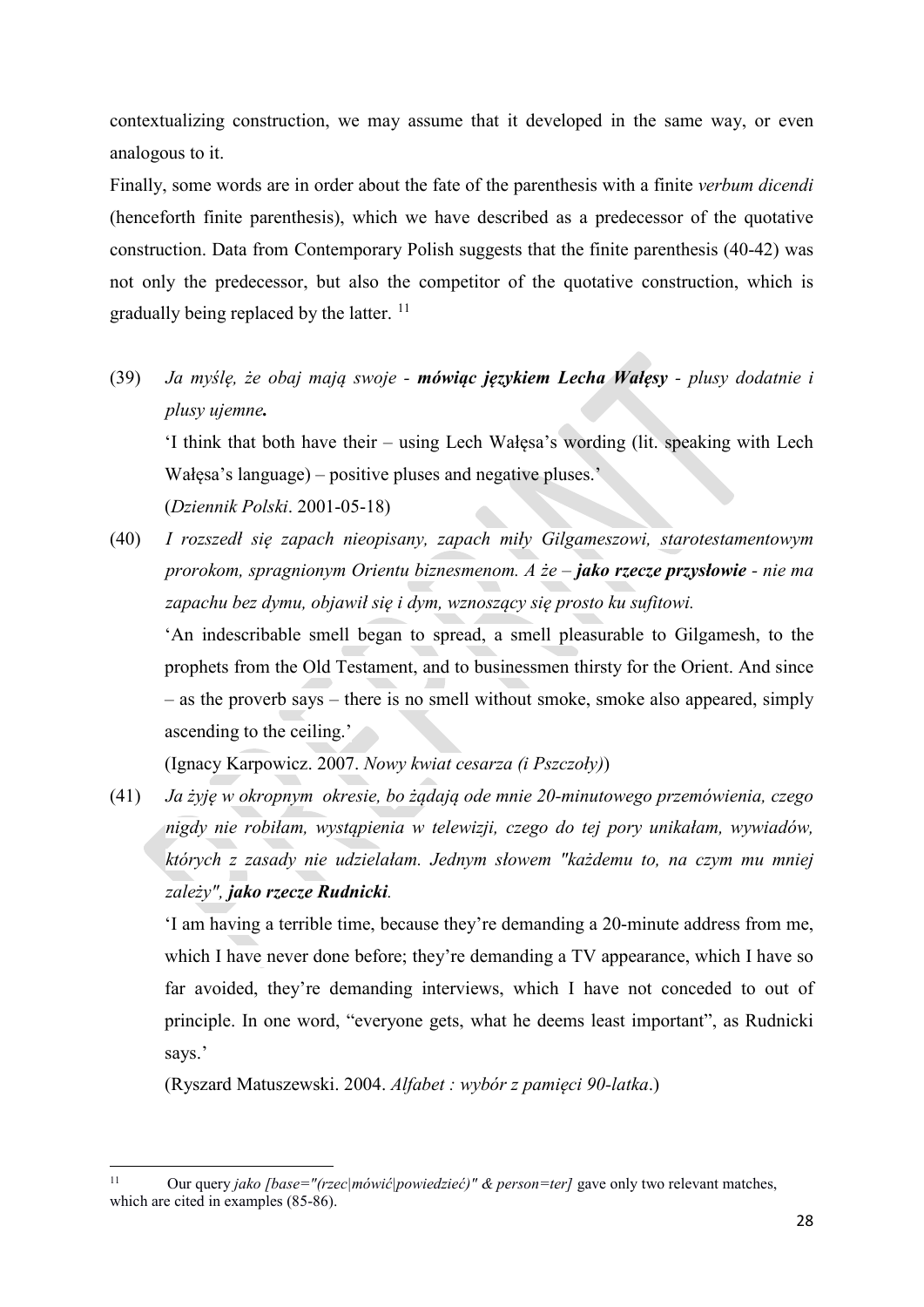contextualizing construction, we may assume that it developed in the same way, or even analogous to it.

Finally, some words are in order about the fate of the parenthesis with a finite *verbum dicendi* (henceforth finite parenthesis), which we have described as a predecessor of the quotative construction. Data from Contemporary Polish suggests that the finite parenthesis (40-42) was not only the predecessor, but also the competitor of the quotative construction, which is gradually being replaced by the latter. [11]

(39) *Ja myślę, że obaj mają swoje -* ***mówiąc językiem Lecha Wałęsy*** *- plusy dodatnie i plusy ujemne.*

'I think that both have their – using Lech Wałęsa's wording (lit. speaking with Lech Wałęsa's language) – positive pluses and negative pluses.'

(*Dziennik Polski*. 2001-05-18)

(40) *I rozszedł się zapach nieopisany, zapach miły Gilgameszowi, starotestamentowym prorokom, spragnionym Orientu biznesmenom. A że –* ***jako rzecze przysłowie*** *- nie ma zapachu bez dymu, objawił się i dym, wznoszący się prosto ku sufitowi.*

'An indescribable smell began to spread, a smell pleasurable to Gilgamesh, to the prophets from the Old Testament, and to businessmen thirsty for the Orient. And since – as the proverb says – there is no smell without smoke, smoke also appeared, simply ascending to the ceiling.'

(Ignacy Karpowicz. 2007. *Nowy kwiat cesarza (i Pszczoły)*)

(41) *Ja żyję w okropnym okresie, bo żądają ode mnie 20-minutowego przemówienia, czego nigdy nie robiłam, wystąpienia w telewizji, czego do tej pory unikałam, wywiadów, których z zasady nie udzielałam. Jednym słowem "każdemu to, na czym mu mniej zależy",* ***jako rzecze Rudnicki****.*

'I am having a terrible time, because they're demanding a 20-minute address from me, which I have never done before; they're demanding a TV appearance, which I have so far avoided, they're demanding interviews, which I have not conceded to out of principle. In one word, "everyone gets, what he deems least important", as Rudnicki says.'

(Ryszard Matuszewski. 2004. *Alfabet : wybór z pamięci 90-latka*.)

---

[11] Our query *jako [base="(rzec|mówić|powiedzieć)" & person=ter]* gave only two relevant matches, which are cited in examples (85-86).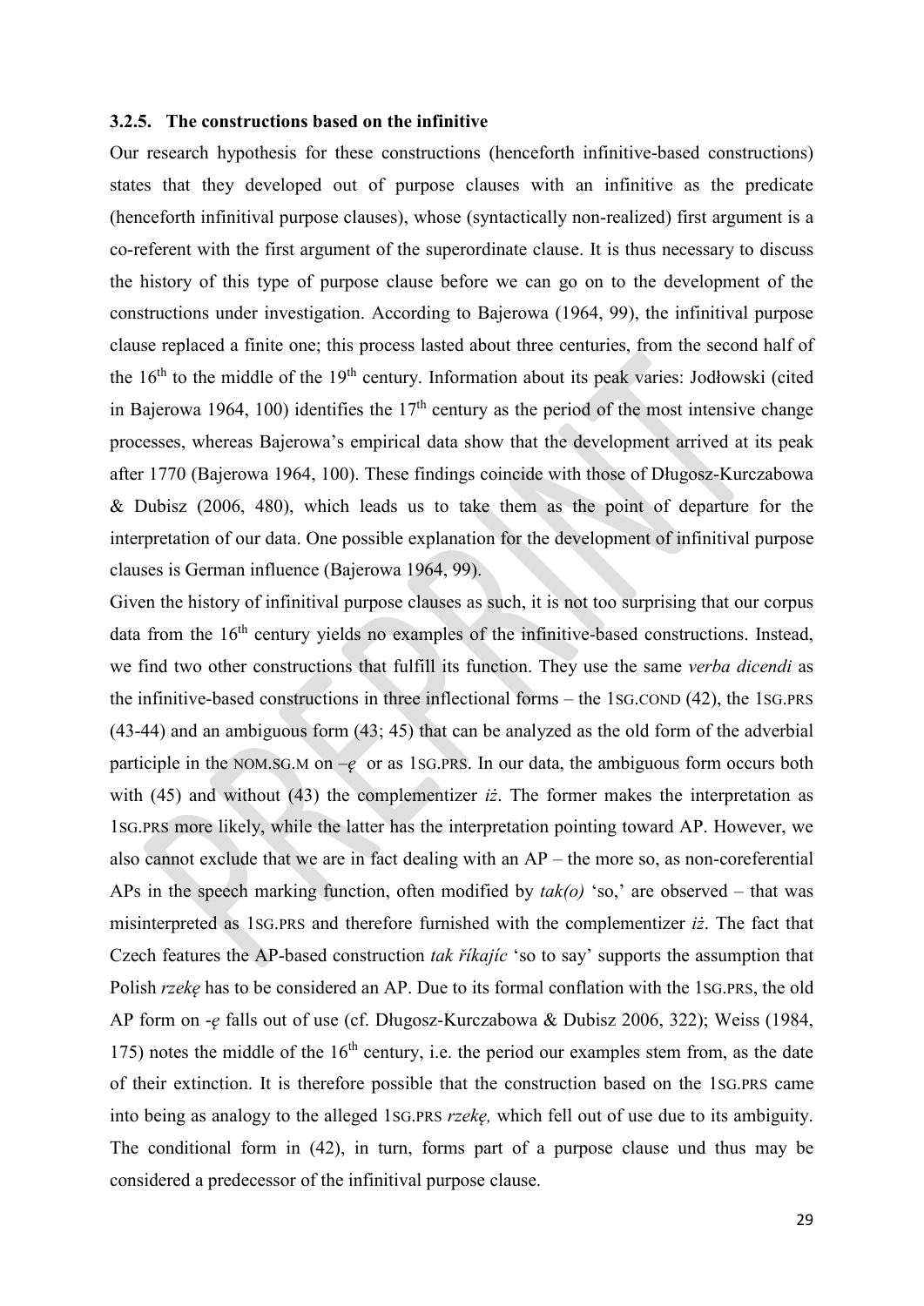### 3.2.5. The constructions based on the infinitive

Our research hypothesis for these constructions (henceforth infinitive-based constructions) states that they developed out of purpose clauses with an infinitive as the predicate (henceforth infinitival purpose clauses), whose (syntactically non-realized) first argument is a co-referent with the first argument of the superordinate clause. It is thus necessary to discuss the history of this type of purpose clause before we can go on to the development of the constructions under investigation. According to Bajerowa (1964, 99), the infinitival purpose clause replaced a finite one; this process lasted about three centuries, from the second half of the 16th to the middle of the 19th century. Information about its peak varies: Jodłowski (cited in Bajerowa 1964, 100) identifies the 17th century as the period of the most intensive change processes, whereas Bajerowa's empirical data show that the development arrived at its peak after 1770 (Bajerowa 1964, 100). These findings coincide with those of Długosz-Kurczabowa & Dubisz (2006, 480), which leads us to take them as the point of departure for the interpretation of our data. One possible explanation for the development of infinitival purpose clauses is German influence (Bajerowa 1964, 99).

Given the history of infinitival purpose clauses as such, it is not too surprising that our corpus data from the 16th century yields no examples of the infinitive-based constructions. Instead, we find two other constructions that fulfill its function. They use the same *verba dicendi* as the infinitive-based constructions in three inflectional forms – the 1SG.COND (42), the 1SG.PRS (43-44) and an ambiguous form (43; 45) that can be analyzed as the old form of the adverbial participle in the NOM.SG.M on *–ę* or as 1SG.PRS. In our data, the ambiguous form occurs both with (45) and without (43) the complementizer *iż*. The former makes the interpretation as 1SG.PRS more likely, while the latter has the interpretation pointing toward AP. However, we also cannot exclude that we are in fact dealing with an AP – the more so, as non-coreferential APs in the speech marking function, often modified by *tak(o)* 'so,' are observed – that was misinterpreted as 1SG.PRS and therefore furnished with the complementizer *iż*. The fact that Czech features the AP-based construction *tak říkajíc* 'so to say' supports the assumption that Polish *rzekę* has to be considered an AP. Due to its formal conflation with the 1SG.PRS, the old AP form on *-ę* falls out of use (cf. Długosz-Kurczabowa & Dubisz 2006, 322); Weiss (1984, 175) notes the middle of the 16th century, i.e. the period our examples stem from, as the date of their extinction. It is therefore possible that the construction based on the 1SG.PRS came into being as analogy to the alleged 1SG.PRS *rzekę,* which fell out of use due to its ambiguity. The conditional form in (42), in turn, forms part of a purpose clause und thus may be considered a predecessor of the infinitival purpose clause.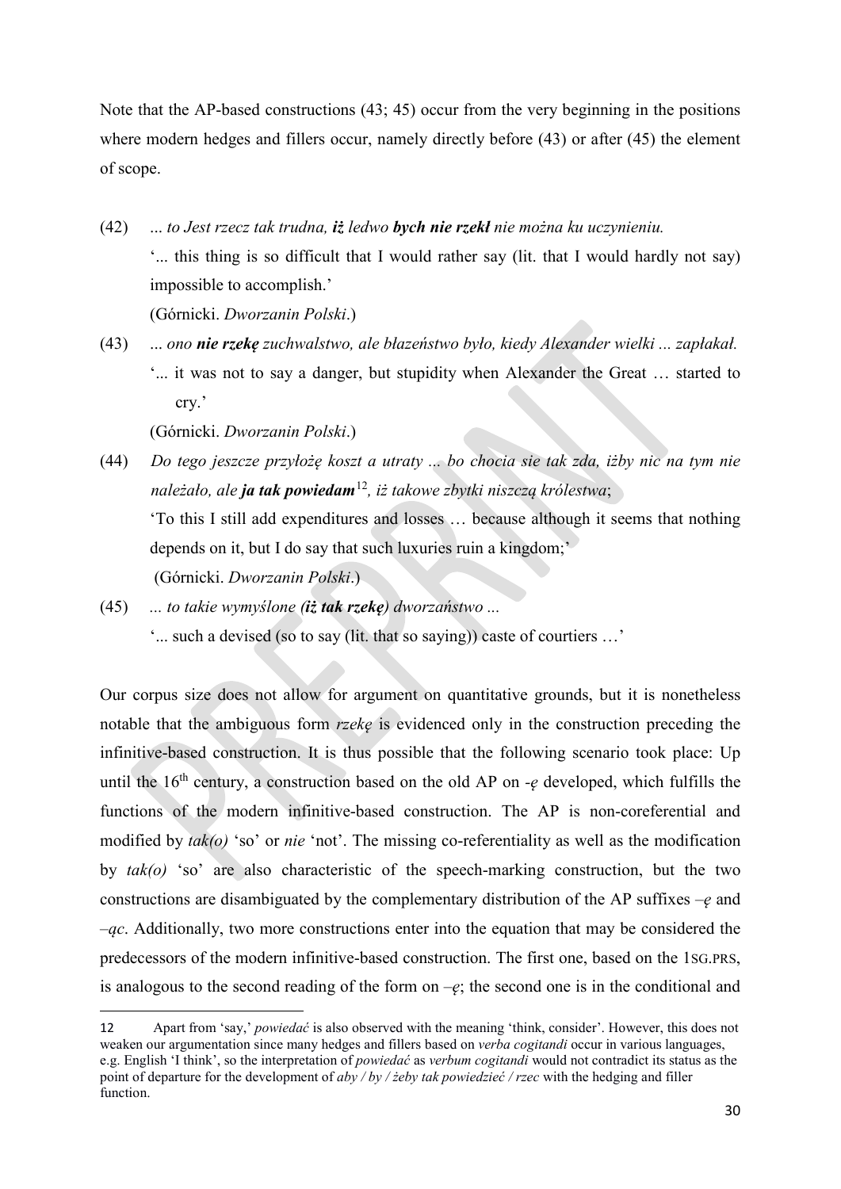Note that the AP-based constructions (43; 45) occur from the very beginning in the positions where modern hedges and fillers occur, namely directly before (43) or after (45) the element of scope.

(42) *... to Jest rzecz tak trudna,* ***iż*** *ledwo* ***bych nie rzekł*** *nie można ku uczynieniu.*
'... this thing is so difficult that I would rather say (lit. that I would hardly not say) impossible to accomplish.'
(Górnicki. *Dworzanin Polski*.)

(43) *... ono* ***nie rzekę*** *zuchwalstwo, ale błazeństwo było, kiedy Alexander wielki ... zapłakał.*
'... it was not to say a danger, but stupidity when Alexander the Great … started to cry.'
(Górnicki. *Dworzanin Polski*.)

(44) *Do tego jeszcze przyłożę koszt a utraty ... bo chocia sie tak zda, iżby nic na tym nie należało, ale* ***ja tak powiedam***[12]*, iż takowe zbytki niszczą królestwa*;
'To this I still add expenditures and losses … because although it seems that nothing depends on it, but I do say that such luxuries ruin a kingdom;'
(Górnicki. *Dworzanin Polski*.)

(45) *... to takie wymyślone (****iż tak rzekę****) dworzaństwo ...*
'... such a devised (so to say (lit. that so saying)) caste of courtiers …'

Our corpus size does not allow for argument on quantitative grounds, but it is nonetheless notable that the ambiguous form *rzekę* is evidenced only in the construction preceding the infinitive-based construction. It is thus possible that the following scenario took place: Up until the 16th century, a construction based on the old AP on *-ę* developed, which fulfills the functions of the modern infinitive-based construction. The AP is non-coreferential and modified by *tak(o)* 'so' or *nie* 'not'. The missing co-referentiality as well as the modification by *tak(o)* 'so' are also characteristic of the speech-marking construction, but the two constructions are disambiguated by the complementary distribution of the AP suffixes *–ę* and *–ąc*. Additionally, two more constructions enter into the equation that may be considered the predecessors of the modern infinitive-based construction. The first one, based on the 1SG.PRS, is analogous to the second reading of the form on *–ę*; the second one is in the conditional and

12 Apart from 'say,' *powiedać* is also observed with the meaning 'think, consider'. However, this does not weaken our argumentation since many hedges and fillers based on *verba cogitandi* occur in various languages, e.g. English 'I think', so the interpretation of *powiedać* as *verbum cogitandi* would not contradict its status as the point of departure for the development of *aby / by / żeby tak powiedzieć / rzec* with the hedging and filler function.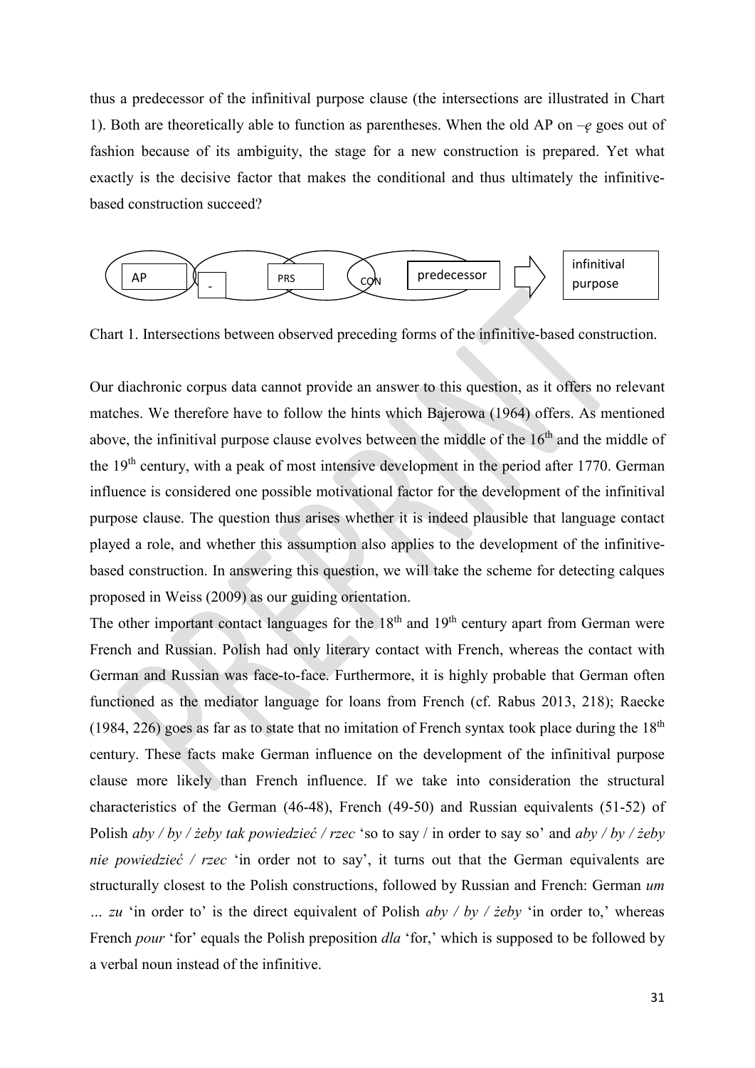thus a predecessor of the infinitival purpose clause (the intersections are illustrated in Chart 1). Both are theoretically able to function as parentheses. When the old AP on *–ę* goes out of fashion because of its ambiguity, the stage for a new construction is prepared. Yet what exactly is the decisive factor that makes the conditional and thus ultimately the infinitive-based construction succeed?

AP | - | PRS | CON | predecessor ⇒ infinitival purpose

Chart 1. Intersections between observed preceding forms of the infinitive-based construction.

Our diachronic corpus data cannot provide an answer to this question, as it offers no relevant matches. We therefore have to follow the hints which Bajerowa (1964) offers. As mentioned above, the infinitival purpose clause evolves between the middle of the 16th and the middle of the 19th century, with a peak of most intensive development in the period after 1770. German influence is considered one possible motivational factor for the development of the infinitival purpose clause. The question thus arises whether it is indeed plausible that language contact played a role, and whether this assumption also applies to the development of the infinitive-based construction. In answering this question, we will take the scheme for detecting calques proposed in Weiss (2009) as our guiding orientation.

The other important contact languages for the 18th and 19th century apart from German were French and Russian. Polish had only literary contact with French, whereas the contact with German and Russian was face-to-face. Furthermore, it is highly probable that German often functioned as the mediator language for loans from French (cf. Rabus 2013, 218); Raecke (1984, 226) goes as far as to state that no imitation of French syntax took place during the 18th century. These facts make German influence on the development of the infinitival purpose clause more likely than French influence. If we take into consideration the structural characteristics of the German (46-48), French (49-50) and Russian equivalents (51-52) of Polish *aby / by / żeby tak powiedzieć / rzec* 'so to say / in order to say so' and *aby / by / żeby nie powiedzieć / rzec* 'in order not to say', it turns out that the German equivalents are structurally closest to the Polish constructions, followed by Russian and French: German *um … zu* 'in order to' is the direct equivalent of Polish *aby / by / żeby* 'in order to,' whereas French *pour* 'for' equals the Polish preposition *dla* 'for,' which is supposed to be followed by a verbal noun instead of the infinitive.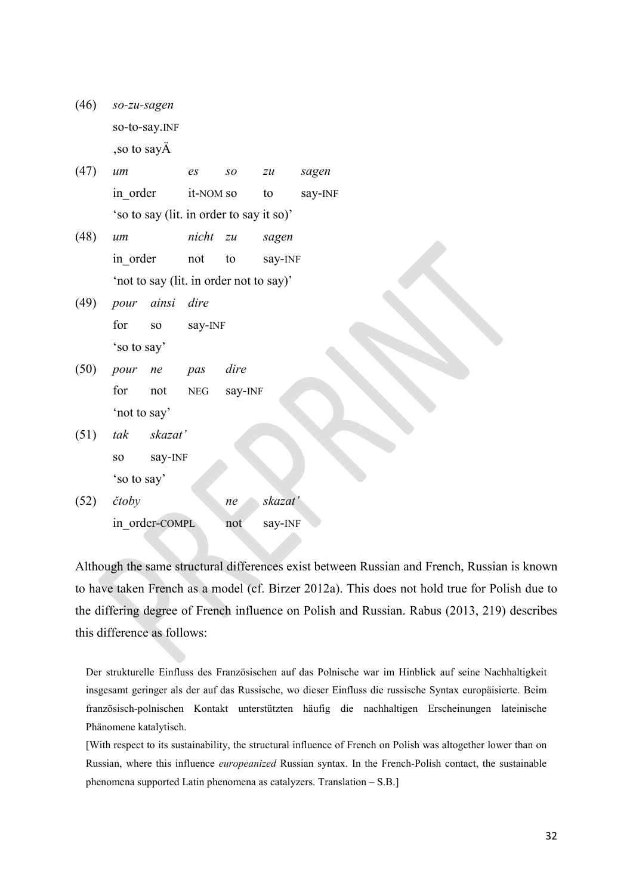(46) *so-zu-sagen*
so-to-say.INF
‚so to sayÄ

(47) *um es so zu sagen*
in_order it-NOM so to say-INF
'so to say (lit. in order to say it so)'

(48) *um nicht zu sagen*
in_order not to say-INF
'not to say (lit. in order not to say)'

(49) *pour ainsi dire*
for so say-INF
'so to say'

(50) *pour ne pas dire*
for not NEG say-INF
'not to say'

(51) *tak skazat'*
so say-INF
'so to say'

(52) *čtoby ne skazat'*
in_order-COMPL not say-INF

Although the same structural differences exist between Russian and French, Russian is known to have taken French as a model (cf. Birzer 2012a). This does not hold true for Polish due to the differing degree of French influence on Polish and Russian. Rabus (2013, 219) describes this difference as follows:

> Der strukturelle Einfluss des Französischen auf das Polnische war im Hinblick auf seine Nachhaltigkeit insgesamt geringer als der auf das Russische, wo dieser Einfluss die russische Syntax europäisierte. Beim französisch-polnischen Kontakt unterstützten häufig die nachhaltigen Erscheinungen lateinische Phänomene katalytisch.
>
> [With respect to its sustainability, the structural influence of French on Polish was altogether lower than on Russian, where this influence *europeanized* Russian syntax. In the French-Polish contact, the sustainable phenomena supported Latin phenomena as catalyzers. Translation – S.B.]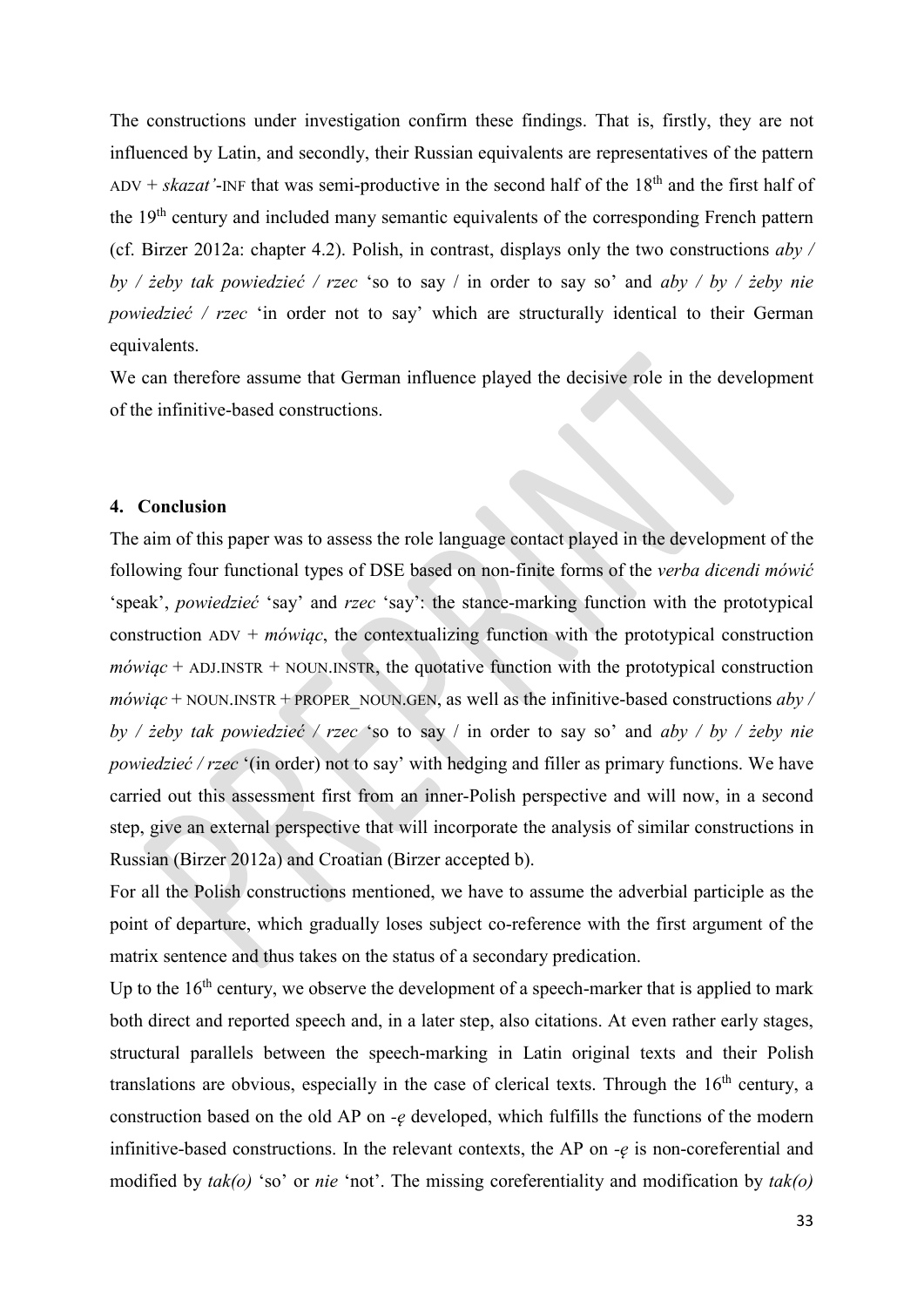The constructions under investigation confirm these findings. That is, firstly, they are not influenced by Latin, and secondly, their Russian equivalents are representatives of the pattern ADV + *skazat'*-INF that was semi-productive in the second half of the 18th and the first half of the 19th century and included many semantic equivalents of the corresponding French pattern (cf. Birzer 2012a: chapter 4.2). Polish, in contrast, displays only the two constructions *aby / by / żeby tak powiedzieć / rzec* 'so to say / in order to say so' and *aby / by / żeby nie powiedzieć / rzec* 'in order not to say' which are structurally identical to their German equivalents.

We can therefore assume that German influence played the decisive role in the development of the infinitive-based constructions.

## 4. Conclusion

The aim of this paper was to assess the role language contact played in the development of the following four functional types of DSE based on non-finite forms of the *verba dicendi mówić* 'speak', *powiedzieć* 'say' and *rzec* 'say': the stance-marking function with the prototypical construction ADV + *mówiąc*, the contextualizing function with the prototypical construction *mówiąc* + ADJ.INSTR + NOUN.INSTR, the quotative function with the prototypical construction *mówiąc* + NOUN.INSTR + PROPER_NOUN.GEN, as well as the infinitive-based constructions *aby / by / żeby tak powiedzieć / rzec* 'so to say / in order to say so' and *aby / by / żeby nie powiedzieć / rzec* '(in order) not to say' with hedging and filler as primary functions. We have carried out this assessment first from an inner-Polish perspective and will now, in a second step, give an external perspective that will incorporate the analysis of similar constructions in Russian (Birzer 2012a) and Croatian (Birzer accepted b).

For all the Polish constructions mentioned, we have to assume the adverbial participle as the point of departure, which gradually loses subject co-reference with the first argument of the matrix sentence and thus takes on the status of a secondary predication.

Up to the 16th century, we observe the development of a speech-marker that is applied to mark both direct and reported speech and, in a later step, also citations. At even rather early stages, structural parallels between the speech-marking in Latin original texts and their Polish translations are obvious, especially in the case of clerical texts. Through the 16th century, a construction based on the old AP on *-ę* developed, which fulfills the functions of the modern infinitive-based constructions. In the relevant contexts, the AP on *-ę* is non-coreferential and modified by *tak(o)* 'so' or *nie* 'not'. The missing coreferentiality and modification by *tak(o)*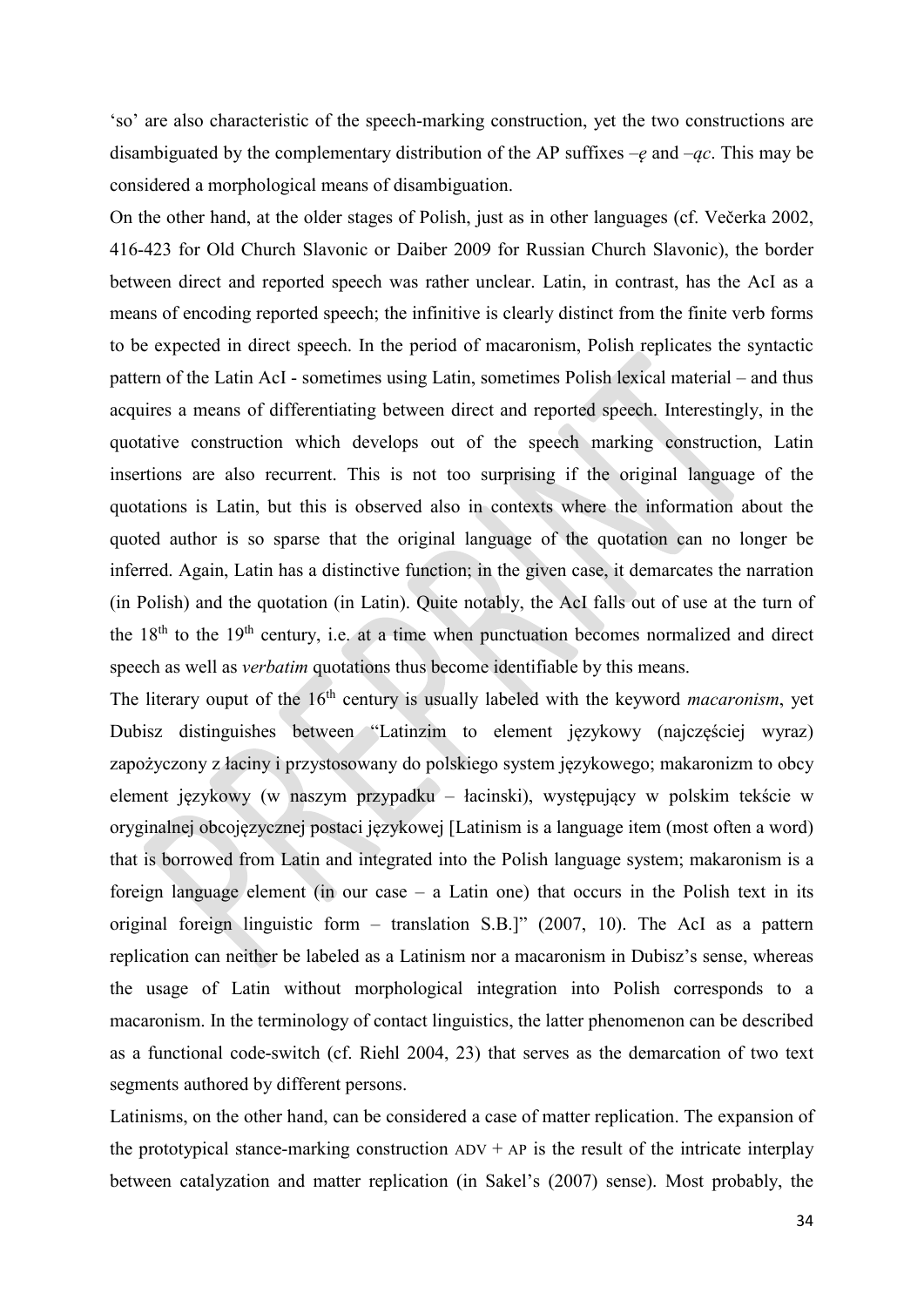'so' are also characteristic of the speech-marking construction, yet the two constructions are disambiguated by the complementary distribution of the AP suffixes *–ę* and *–ąc*. This may be considered a morphological means of disambiguation.

On the other hand, at the older stages of Polish, just as in other languages (cf. Večerka 2002, 416-423 for Old Church Slavonic or Daiber 2009 for Russian Church Slavonic), the border between direct and reported speech was rather unclear. Latin, in contrast, has the AcI as a means of encoding reported speech; the infinitive is clearly distinct from the finite verb forms to be expected in direct speech. In the period of macaronism, Polish replicates the syntactic pattern of the Latin AcI - sometimes using Latin, sometimes Polish lexical material – and thus acquires a means of differentiating between direct and reported speech. Interestingly, in the quotative construction which develops out of the speech marking construction, Latin insertions are also recurrent. This is not too surprising if the original language of the quotations is Latin, but this is observed also in contexts where the information about the quoted author is so sparse that the original language of the quotation can no longer be inferred. Again, Latin has a distinctive function; in the given case, it demarcates the narration (in Polish) and the quotation (in Latin). Quite notably, the AcI falls out of use at the turn of the 18th to the 19th century, i.e. at a time when punctuation becomes normalized and direct speech as well as *verbatim* quotations thus become identifiable by this means.

The literary ouput of the 16th century is usually labeled with the keyword *macaronism*, yet Dubisz distinguishes between "Latinzim to element językowy (najczęściej wyraz) zapożyczony z łaciny i przystosowany do polskiego system językowego; makaronizm to obcy element językowy (w naszym przypadku – łacinski), występujący w polskim tekście w oryginalnej obcojęzycznej postaci językowej [Latinism is a language item (most often a word) that is borrowed from Latin and integrated into the Polish language system; makaronism is a foreign language element (in our case – a Latin one) that occurs in the Polish text in its original foreign linguistic form – translation S.B.]" (2007, 10). The AcI as a pattern replication can neither be labeled as a Latinism nor a macaronism in Dubisz's sense, whereas the usage of Latin without morphological integration into Polish corresponds to a macaronism. In the terminology of contact linguistics, the latter phenomenon can be described as a functional code-switch (cf. Riehl 2004, 23) that serves as the demarcation of two text segments authored by different persons.

Latinisms, on the other hand, can be considered a case of matter replication. The expansion of the prototypical stance-marking construction ADV + AP is the result of the intricate interplay between catalyzation and matter replication (in Sakel's (2007) sense). Most probably, the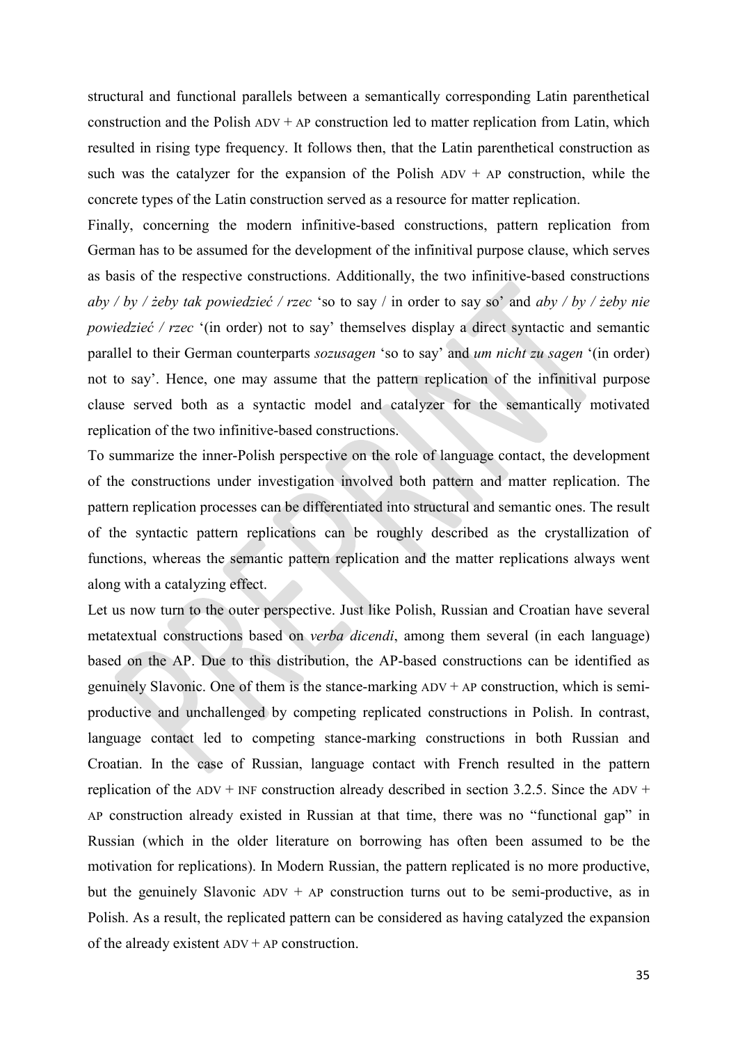structural and functional parallels between a semantically corresponding Latin parenthetical construction and the Polish ADV + AP construction led to matter replication from Latin, which resulted in rising type frequency. It follows then, that the Latin parenthetical construction as such was the catalyzer for the expansion of the Polish ADV + AP construction, while the concrete types of the Latin construction served as a resource for matter replication.

Finally, concerning the modern infinitive-based constructions, pattern replication from German has to be assumed for the development of the infinitival purpose clause, which serves as basis of the respective constructions. Additionally, the two infinitive-based constructions *aby / by / żeby tak powiedzieć / rzec* 'so to say / in order to say so' and *aby / by / żeby nie powiedzieć / rzec* '(in order) not to say' themselves display a direct syntactic and semantic parallel to their German counterparts *sozusagen* 'so to say' and *um nicht zu sagen* '(in order) not to say'. Hence, one may assume that the pattern replication of the infinitival purpose clause served both as a syntactic model and catalyzer for the semantically motivated replication of the two infinitive-based constructions.

To summarize the inner-Polish perspective on the role of language contact, the development of the constructions under investigation involved both pattern and matter replication. The pattern replication processes can be differentiated into structural and semantic ones. The result of the syntactic pattern replications can be roughly described as the crystallization of functions, whereas the semantic pattern replication and the matter replications always went along with a catalyzing effect.

Let us now turn to the outer perspective. Just like Polish, Russian and Croatian have several metatextual constructions based on *verba dicendi*, among them several (in each language) based on the AP. Due to this distribution, the AP-based constructions can be identified as genuinely Slavonic. One of them is the stance-marking ADV + AP construction, which is semi-productive and unchallenged by competing replicated constructions in Polish. In contrast, language contact led to competing stance-marking constructions in both Russian and Croatian. In the case of Russian, language contact with French resulted in the pattern replication of the ADV + INF construction already described in section 3.2.5. Since the ADV + AP construction already existed in Russian at that time, there was no "functional gap" in Russian (which in the older literature on borrowing has often been assumed to be the motivation for replications). In Modern Russian, the pattern replicated is no more productive, but the genuinely Slavonic ADV + AP construction turns out to be semi-productive, as in Polish. As a result, the replicated pattern can be considered as having catalyzed the expansion of the already existent ADV + AP construction.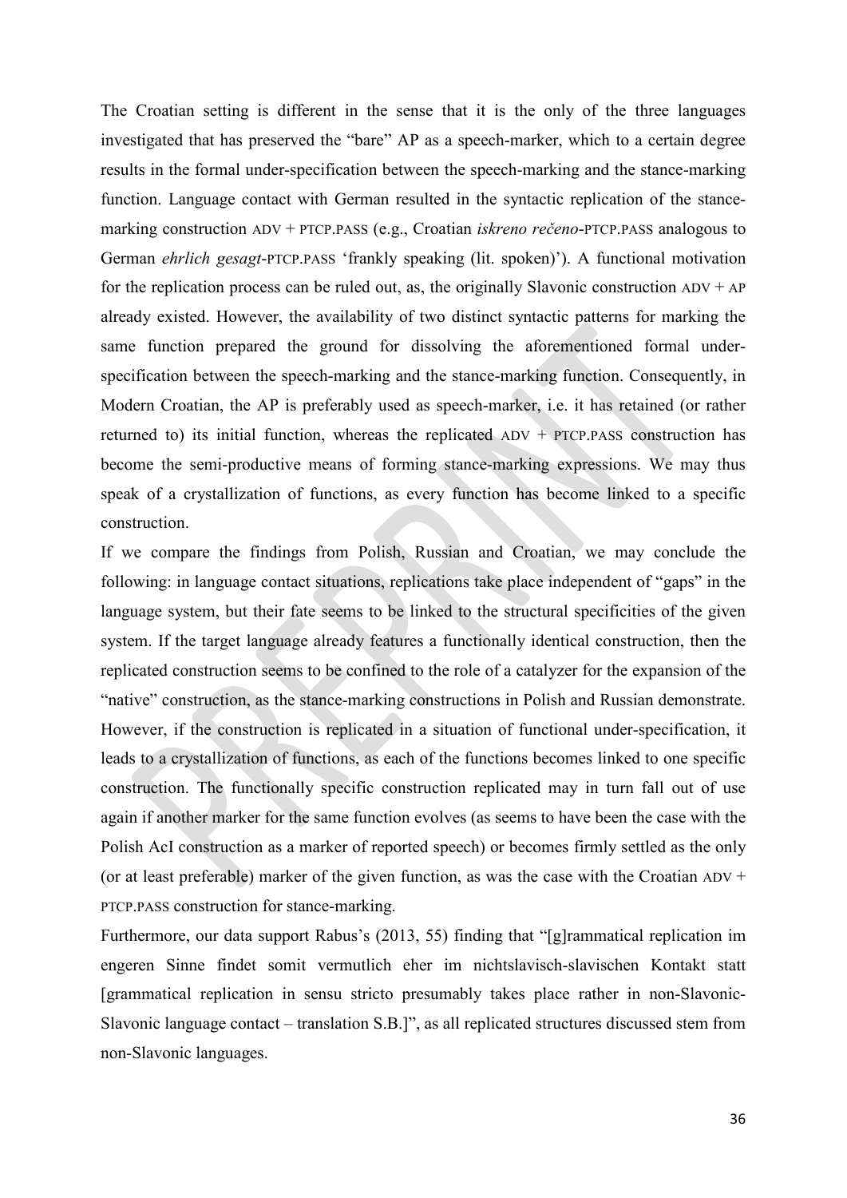The Croatian setting is different in the sense that it is the only of the three languages investigated that has preserved the "bare" AP as a speech-marker, which to a certain degree results in the formal under-specification between the speech-marking and the stance-marking function. Language contact with German resulted in the syntactic replication of the stance-marking construction ADV + PTCP.PASS (e.g., Croatian *iskreno rečeno*-PTCP.PASS analogous to German *ehrlich gesagt*-PTCP.PASS 'frankly speaking (lit. spoken)'). A functional motivation for the replication process can be ruled out, as, the originally Slavonic construction ADV + AP already existed. However, the availability of two distinct syntactic patterns for marking the same function prepared the ground for dissolving the aforementioned formal under-specification between the speech-marking and the stance-marking function. Consequently, in Modern Croatian, the AP is preferably used as speech-marker, i.e. it has retained (or rather returned to) its initial function, whereas the replicated ADV + PTCP.PASS construction has become the semi-productive means of forming stance-marking expressions. We may thus speak of a crystallization of functions, as every function has become linked to a specific construction.

If we compare the findings from Polish, Russian and Croatian, we may conclude the following: in language contact situations, replications take place independent of "gaps" in the language system, but their fate seems to be linked to the structural specificities of the given system. If the target language already features a functionally identical construction, then the replicated construction seems to be confined to the role of a catalyzer for the expansion of the "native" construction, as the stance-marking constructions in Polish and Russian demonstrate. However, if the construction is replicated in a situation of functional under-specification, it leads to a crystallization of functions, as each of the functions becomes linked to one specific construction. The functionally specific construction replicated may in turn fall out of use again if another marker for the same function evolves (as seems to have been the case with the Polish AcI construction as a marker of reported speech) or becomes firmly settled as the only (or at least preferable) marker of the given function, as was the case with the Croatian ADV + PTCP.PASS construction for stance-marking.

Furthermore, our data support Rabus's (2013, 55) finding that "[g]rammatical replication im engeren Sinne findet somit vermutlich eher im nichtslavisch-slavischen Kontakt statt [grammatical replication in sensu stricto presumably takes place rather in non-Slavonic-Slavonic language contact – translation S.B.]", as all replicated structures discussed stem from non-Slavonic languages.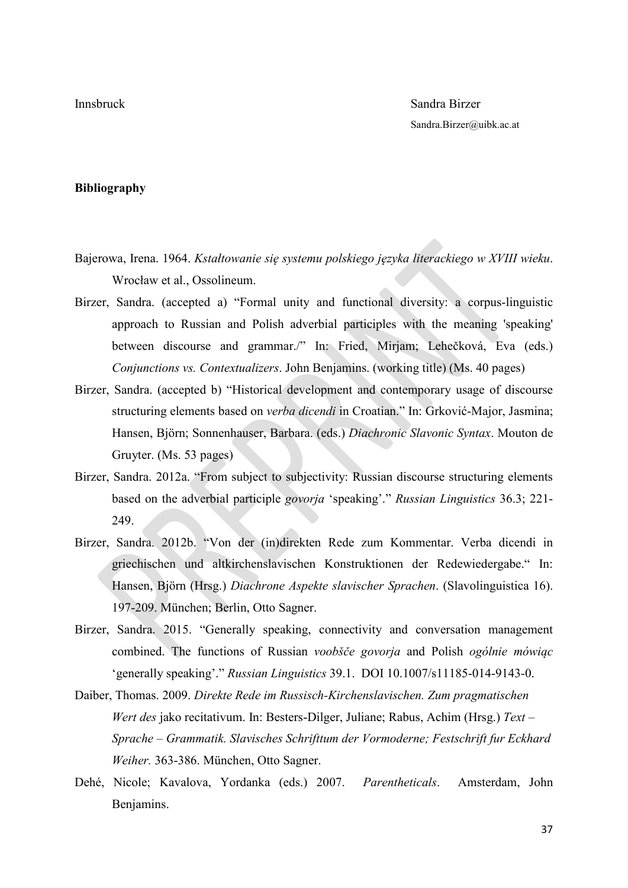Innsbruck

Sandra Birzer
Sandra.Birzer@uibk.ac.at

**Bibliography**

Bajerowa, Irena. 1964. *Kształtowanie się systemu polskiego języka literackiego w XVIII wieku*. Wrocław et al., Ossolineum.

Birzer, Sandra. (accepted a) "Formal unity and functional diversity: a corpus-linguistic approach to Russian and Polish adverbial participles with the meaning 'speaking' between discourse and grammar./" In: Fried, Mirjam; Lehečková, Eva (eds.) *Conjunctions vs. Contextualizers*. John Benjamins. (working title) (Ms. 40 pages)

Birzer, Sandra. (accepted b) "Historical development and contemporary usage of discourse structuring elements based on *verba dicendi* in Croatian." In: Grković-Major, Jasmina; Hansen, Björn; Sonnenhauser, Barbara. (eds.) *Diachronic Slavonic Syntax*. Mouton de Gruyter. (Ms. 53 pages)

Birzer, Sandra. 2012a. "From subject to subjectivity: Russian discourse structuring elements based on the adverbial participle *govorja* 'speaking'." *Russian Linguistics* 36.3; 221-249.

Birzer, Sandra. 2012b. "Von der (in)direkten Rede zum Kommentar. Verba dicendi in griechischen und altkirchenslavischen Konstruktionen der Redewiedergabe." In: Hansen, Björn (Hrsg.) *Diachrone Aspekte slavischer Sprachen*. (Slavolinguistica 16). 197-209. München; Berlin, Otto Sagner.

Birzer, Sandra. 2015. "Generally speaking, connectivity and conversation management combined. The functions of Russian *voobšče govorja* and Polish *ogólnie mówiąc* 'generally speaking'." *Russian Linguistics* 39.1. DOI 10.1007/s11185-014-9143-0.

Daiber, Thomas. 2009. *Direkte Rede im Russisch-Kirchenslavischen. Zum pragmatischen Wert des* jako recitativum. In: Besters-Dilger, Juliane; Rabus, Achim (Hrsg.) *Text – Sprache – Grammatik. Slavisches Schrifttum der Vormoderne; Festschrift fur Eckhard Weiher.* 363-386. München, Otto Sagner.

Dehé, Nicole; Kavalova, Yordanka (eds.) 2007. *Parentheticals*. Amsterdam, John Benjamins.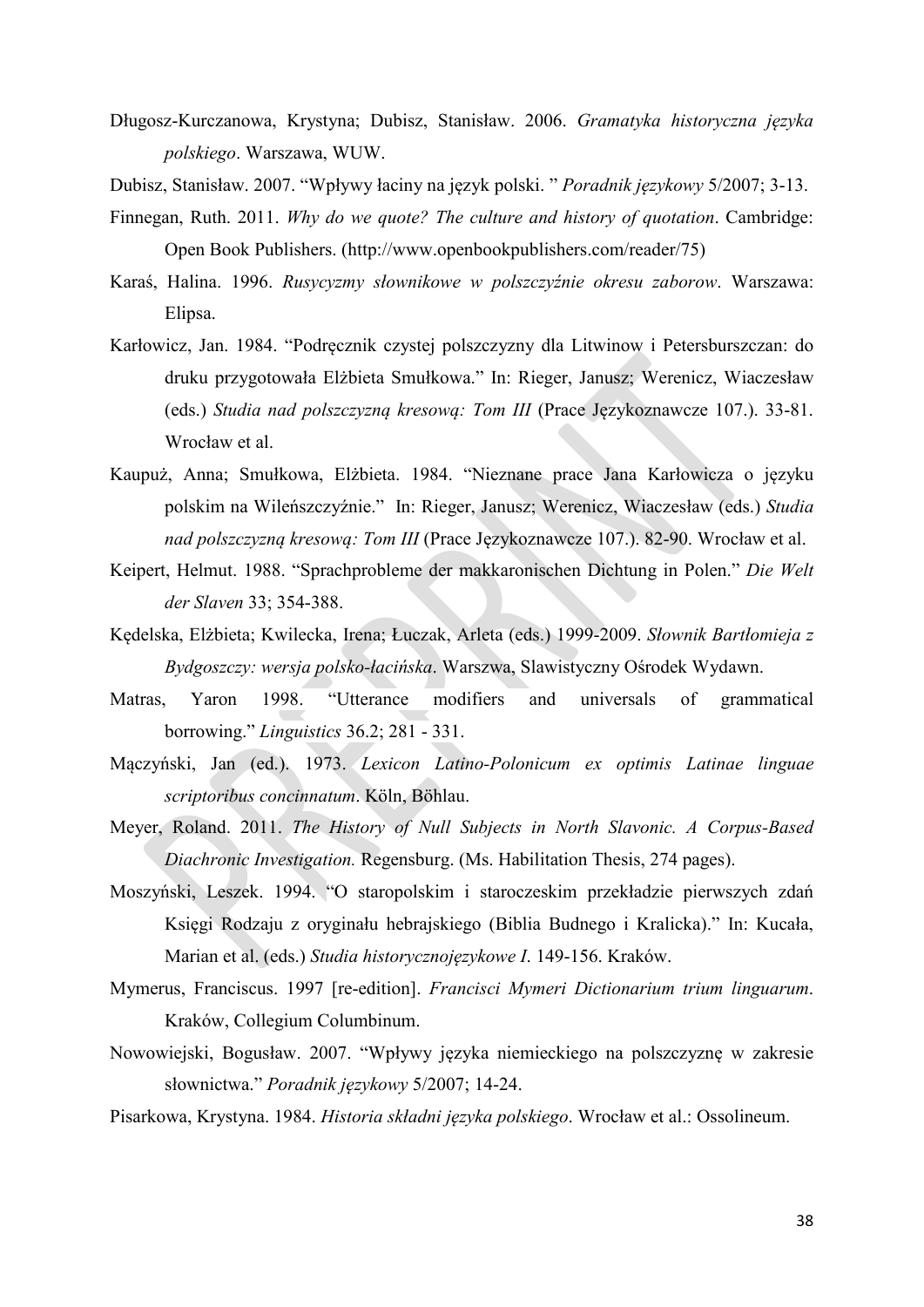Długosz-Kurczanowa, Krystyna; Dubisz, Stanisław. 2006. *Gramatyka historyczna języka polskiego*. Warszawa, WUW.

Dubisz, Stanisław. 2007. "Wpływy łaciny na język polski. " *Poradnik językowy* 5/2007; 3-13.

Finnegan, Ruth. 2011. *Why do we quote? The culture and history of quotation*. Cambridge: Open Book Publishers. (http://www.openbookpublishers.com/reader/75)

Karaś, Halina. 1996. *Rusycyzmy słownikowe w polszczyźnie okresu zaborow*. Warszawa: Elipsa.

Karłowicz, Jan. 1984. "Podręcznik czystej polszczyzny dla Litwinow i Petersburszczan: do druku przygotowała Elżbieta Smułkowa." In: Rieger, Janusz; Werenicz, Wiaczesław (eds.) *Studia nad polszczyzną kresową: Tom III* (Prace Językoznawcze 107.). 33-81. Wrocław et al.

Kaupuż, Anna; Smułkowa, Elżbieta. 1984. "Nieznane prace Jana Karłowicza o języku polskim na Wileńszczyźnie." In: Rieger, Janusz; Werenicz, Wiaczesław (eds.) *Studia nad polszczyzną kresową: Tom III* (Prace Językoznawcze 107.). 82-90. Wrocław et al.

Keipert, Helmut. 1988. "Sprachprobleme der makkaronischen Dichtung in Polen." *Die Welt der Slaven* 33; 354-388.

Kędelska, Elżbieta; Kwilecka, Irena; Łuczak, Arleta (eds.) 1999-2009. *Słownik Bartłomieja z Bydgoszczy: wersja polsko-łacińska*. Warszwa, Slawistyczny Ośrodek Wydawn.

Matras, Yaron 1998. "Utterance modifiers and universals of grammatical borrowing." *Linguistics* 36.2; 281 - 331.

Mączyński, Jan (ed.). 1973. *Lexicon Latino-Polonicum ex optimis Latinae linguae scriptoribus concinnatum*. Köln, Böhlau.

Meyer, Roland. 2011. *The History of Null Subjects in North Slavonic. A Corpus-Based Diachronic Investigation.* Regensburg. (Ms. Habilitation Thesis, 274 pages).

Moszyński, Leszek. 1994. "O staropolskim i staroczeskim przekładzie pierwszych zdań Księgi Rodzaju z oryginału hebrajskiego (Biblia Budnego i Kralicka)." In: Kucała, Marian et al. (eds.) *Studia historycznojęzykowe I*. 149-156. Kraków.

Mymerus, Franciscus. 1997 [re-edition]. *Francisci Mymeri Dictionarium trium linguarum*. Kraków, Collegium Columbinum.

Nowowiejski, Bogusław. 2007. "Wpływy języka niemieckiego na polszczyznę w zakresie słownictwa." *Poradnik językowy* 5/2007; 14-24.

Pisarkowa, Krystyna. 1984. *Historia składni języka polskiego*. Wrocław et al.: Ossolineum.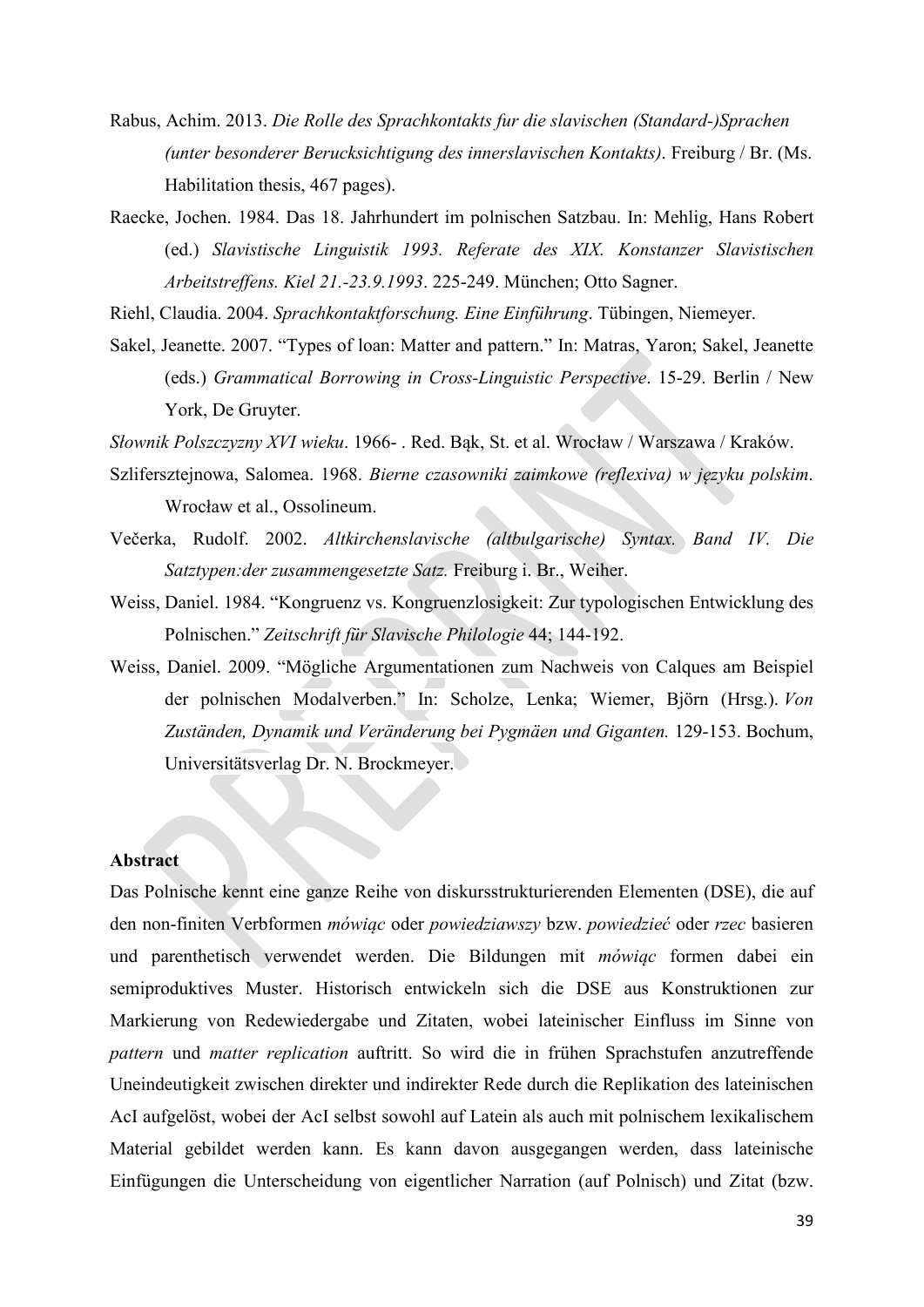Rabus, Achim. 2013. *Die Rolle des Sprachkontakts fur die slavischen (Standard-)Sprachen (unter besonderer Berucksichtigung des innerslavischen Kontakts)*. Freiburg / Br. (Ms. Habilitation thesis, 467 pages).

Raecke, Jochen. 1984. Das 18. Jahrhundert im polnischen Satzbau. In: Mehlig, Hans Robert (ed.) *Slavistische Linguistik 1993. Referate des XIX. Konstanzer Slavistischen Arbeitstreffens. Kiel 21.-23.9.1993*. 225-249. München; Otto Sagner.

Riehl, Claudia. 2004. *Sprachkontaktforschung. Eine Einführung*. Tübingen, Niemeyer.

Sakel, Jeanette. 2007. "Types of loan: Matter and pattern." In: Matras, Yaron; Sakel, Jeanette (eds.) *Grammatical Borrowing in Cross-Linguistic Perspective*. 15-29. Berlin / New York, De Gruyter.

*Słownik Polszczyzny XVI wieku*. 1966- . Red. Bąk, St. et al. Wrocław / Warszawa / Kraków.

Szlifersztejnowa, Salomea. 1968. *Bierne czasowniki zaimkowe (reflexiva) w języku polskim*. Wrocław et al., Ossolineum.

Večerka, Rudolf. 2002. *Altkirchenslavische (altbulgarische) Syntax. Band IV. Die Satztypen:der zusammengesetzte Satz.* Freiburg i. Br., Weiher.

Weiss, Daniel. 1984. "Kongruenz vs. Kongruenzlosigkeit: Zur typologischen Entwicklung des Polnischen." *Zeitschrift für Slavische Philologie* 44; 144-192.

Weiss, Daniel. 2009. "Mögliche Argumentationen zum Nachweis von Calques am Beispiel der polnischen Modalverben." In: Scholze, Lenka; Wiemer, Björn (Hrsg.). *Von Zuständen, Dynamik und Veränderung bei Pygmäen und Giganten.* 129-153. Bochum, Universitätsverlag Dr. N. Brockmeyer.

**Abstract**

Das Polnische kennt eine ganze Reihe von diskursstrukturierenden Elementen (DSE), die auf den non-finiten Verbformen *mówiąc* oder *powiedziawszy* bzw. *powiedzieć* oder *rzec* basieren und parenthetisch verwendet werden. Die Bildungen mit *mówiąc* formen dabei ein semiproduktives Muster. Historisch entwickeln sich die DSE aus Konstruktionen zur Markierung von Redewiedergabe und Zitaten, wobei lateinischer Einfluss im Sinne von *pattern* und *matter replication* auftritt. So wird die in frühen Sprachstufen anzutreffende Uneindeutigkeit zwischen direkter und indirekter Rede durch die Replikation des lateinischen AcI aufgelöst, wobei der AcI selbst sowohl auf Latein als auch mit polnischem lexikalischem Material gebildet werden kann. Es kann davon ausgegangen werden, dass lateinische Einfügungen die Unterscheidung von eigentlicher Narration (auf Polnisch) und Zitat (bzw.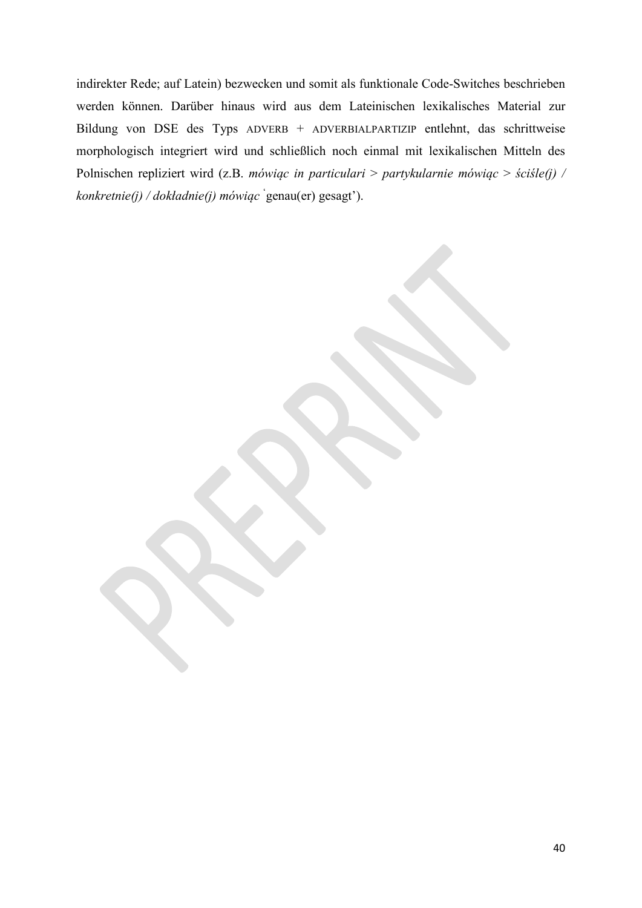indirekter Rede; auf Latein) bezwecken und somit als funktionale Code-Switches beschrieben werden können. Darüber hinaus wird aus dem Lateinischen lexikalisches Material zur Bildung von DSE des Typs ADVERB + ADVERBIALPARTIZIP entlehnt, das schrittweise morphologisch integriert wird und schließlich noch einmal mit lexikalischen Mitteln des Polnischen repliziert wird (z.B. *mówiąc in particulari* > *partykularnie mówiąc* > *ściśle(j) / konkretnie(j) / dokładnie(j) mówiąc* ʽgenau(er) gesagt').